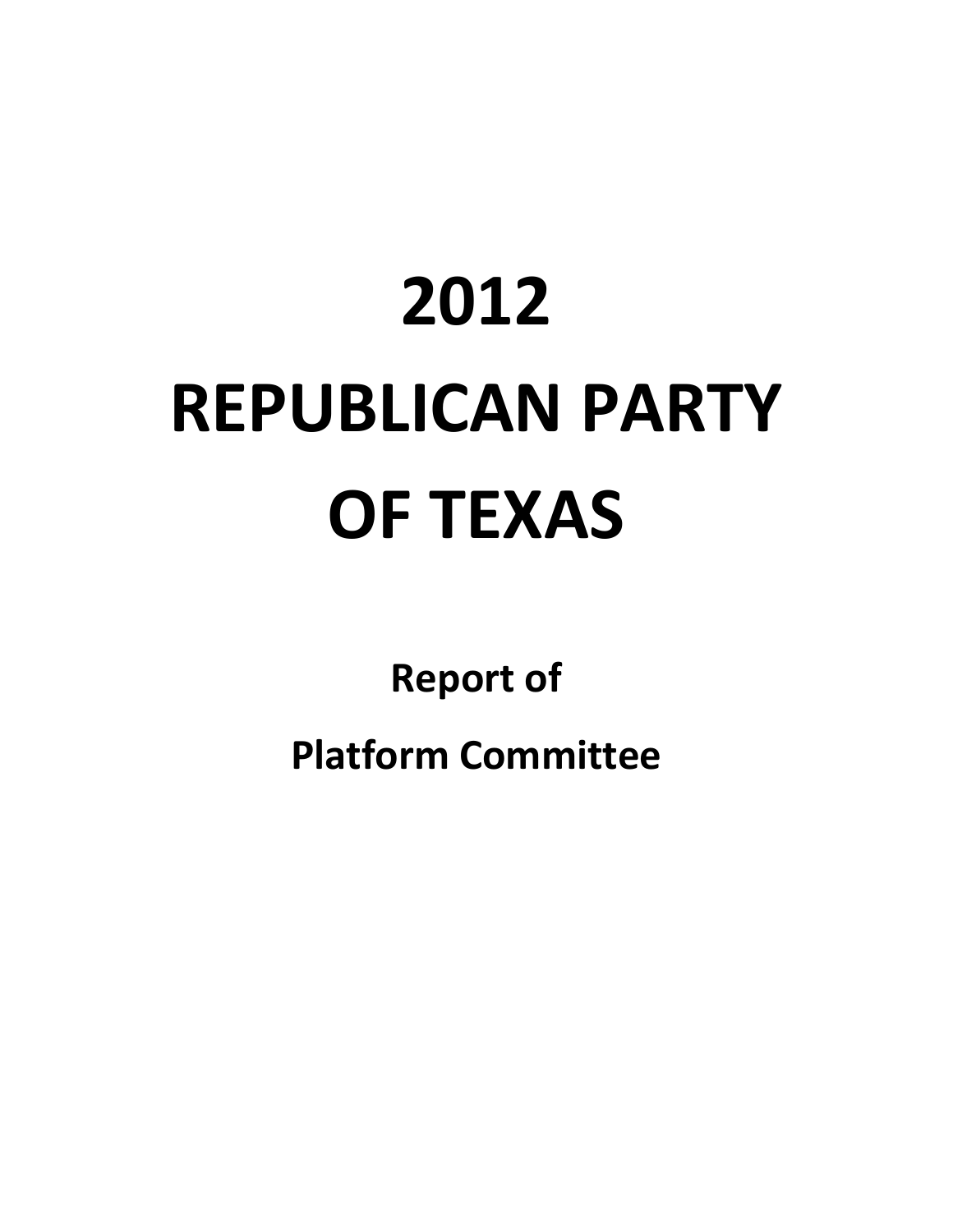# 2012
# REPUBLICAN PARTY
# OF TEXAS

**Report of**

**Platform Committee**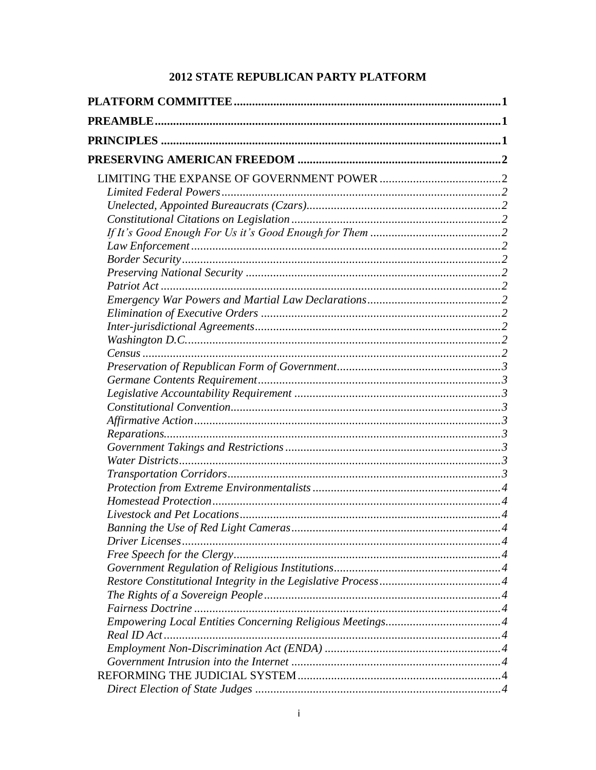# 2012 STATE REPUBLICAN PARTY PLATFORM

**PLATFORM COMMITTEE** ........................................................................ 1

**PREAMBLE** ........................................................................ 1

**PRINCIPLES** ........................................................................ 1

**PRESERVING AMERICAN FREEDOM** ........................................................................ 2

- LIMITING THE EXPANSE OF GOVERNMENT POWER ........................................ 2
  - *Limited Federal Powers* ........................................ 2
  - *Unelected, Appointed Bureaucrats (Czars)* ........................................ 2
  - *Constitutional Citations on Legislation* ........................................ 2
  - *If It's Good Enough For Us it's Good Enough for Them* ........................................ 2
  - *Law Enforcement* ........................................ 2
  - *Border Security* ........................................ 2
  - *Preserving National Security* ........................................ 2
  - *Patriot Act* ........................................ 2
  - *Emergency War Powers and Martial Law Declarations* ........................................ 2
  - *Elimination of Executive Orders* ........................................ 2
  - *Inter-jurisdictional Agreements* ........................................ 2
  - *Washington D.C.* ........................................ 2
  - *Census* ........................................ 2
  - *Preservation of Republican Form of Government* ........................................ 3
  - *Germane Contents Requirement* ........................................ 3
  - *Legislative Accountability Requirement* ........................................ 3
  - *Constitutional Convention* ........................................ 3
  - *Affirmative Action* ........................................ 3
  - *Reparations* ........................................ 3
  - *Government Takings and Restrictions* ........................................ 3
  - *Water Districts* ........................................ 3
  - *Transportation Corridors* ........................................ 3
  - *Protection from Extreme Environmentalists* ........................................ 4
  - *Homestead Protection* ........................................ 4
  - *Livestock and Pet Locations* ........................................ 4
  - *Banning the Use of Red Light Cameras* ........................................ 4
  - *Driver Licenses* ........................................ 4
  - *Free Speech for the Clergy* ........................................ 4
  - *Government Regulation of Religious Institutions* ........................................ 4
  - *Restore Constitutional Integrity in the Legislative Process* ........................................ 4
  - *The Rights of a Sovereign People* ........................................ 4
  - *Fairness Doctrine* ........................................ 4
  - *Empowering Local Entities Concerning Religious Meetings* ........................................ 4
  - *Real ID Act* ........................................ 4
  - *Employment Non-Discrimination Act (ENDA)* ........................................ 4
  - *Government Intrusion into the Internet* ........................................ 4
- REFORMING THE JUDICIAL SYSTEM ........................................ 4
  - *Direct Election of State Judges* ........................................ 4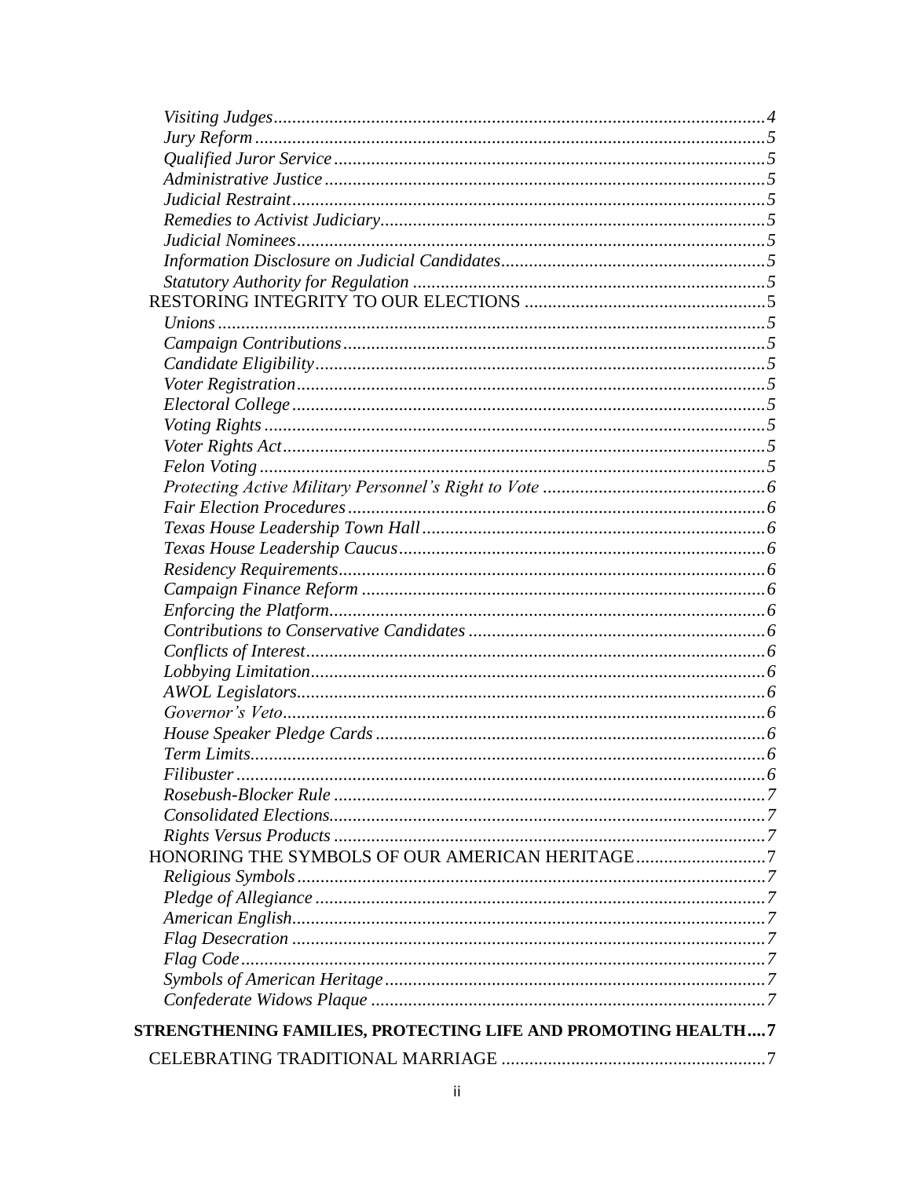*Visiting Judges*.......................................................................................................4
*Jury Reform*.............................................................................................................5
*Qualified Juror Service*...........................................................................................5
*Administrative Justice*............................................................................................5
*Judicial Restraint*...................................................................................................5
*Remedies to Activist Judiciary*...............................................................................5
*Judicial Nominees*...................................................................................................5
*Information Disclosure on Judicial Candidates*......................................................5
*Statutory Authority for Regulation*.........................................................................5
RESTORING INTEGRITY TO OUR ELECTIONS ..................................................5
*Unions*.....................................................................................................................5
*Campaign Contributions*.........................................................................................5
*Candidate Eligibility*...............................................................................................5
*Voter Registration*...................................................................................................5
*Electoral College*....................................................................................................5
*Voting Rights*..........................................................................................................5
*Voter Rights Act*.....................................................................................................5
*Felon Voting*...........................................................................................................5
*Protecting Active Military Personnel's Right to Vote*..............................................6
*Fair Election Procedures*........................................................................................6
*Texas House Leadership Town Hall*........................................................................6
*Texas House Leadership Caucus*............................................................................6
*Residency Requirements*..........................................................................................6
*Campaign Finance Reform*......................................................................................6
*Enforcing the Platform*............................................................................................6
*Contributions to Conservative Candidates*..............................................................6
*Conflicts of Interest*.................................................................................................6
*Lobbying Limitation*................................................................................................6
*AWOL Legislators*...................................................................................................6
*Governor's Veto*.......................................................................................................6
*House Speaker Pledge Cards*...................................................................................6
*Term Limits*..............................................................................................................6
*Filibuster*.................................................................................................................6
*Rosebush-Blocker Rule*............................................................................................7
*Consolidated Elections*............................................................................................7
*Rights Versus Products*............................................................................................7
HONORING THE SYMBOLS OF OUR AMERICAN HERITAGE...........................7
*Religious Symbols*....................................................................................................7
*Pledge of Allegiance*................................................................................................7
*American English*.....................................................................................................7
*Flag Desecration*.....................................................................................................7
*Flag Code*................................................................................................................7
*Symbols of American Heritage*.................................................................................7
*Confederate Widows Plaque*....................................................................................7

**STRENGTHENING FAMILIES, PROTECTING LIFE AND PROMOTING HEALTH....7**

CELEBRATING TRADITIONAL MARRIAGE ........................................................7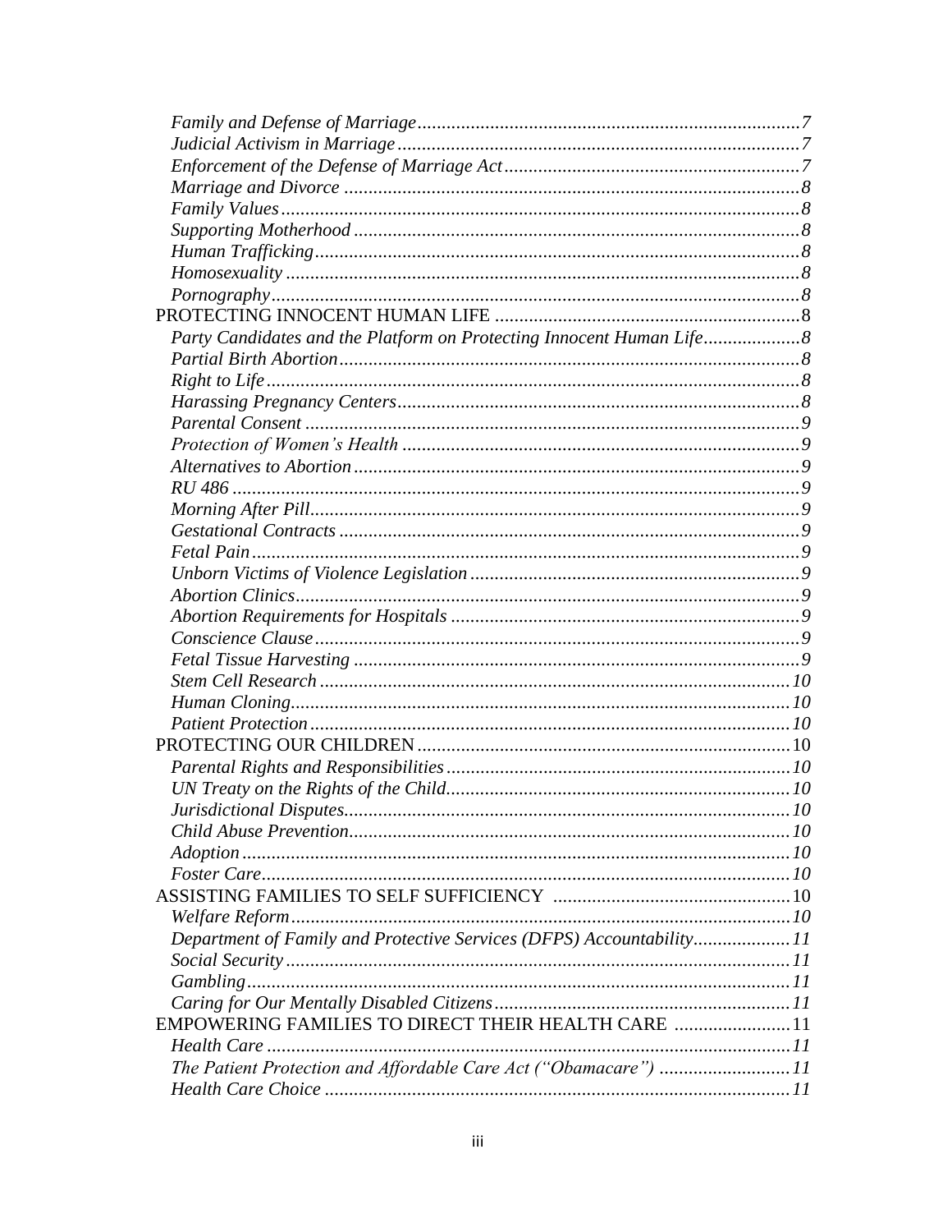*Family and Defense of Marriage* .......... 7
*Judicial Activism in Marriage* .......... 7
*Enforcement of the Defense of Marriage Act* .......... 7
*Marriage and Divorce* .......... 8
*Family Values* .......... 8
*Supporting Motherhood* .......... 8
*Human Trafficking* .......... 8
*Homosexuality* .......... 8
*Pornography* .......... 8

PROTECTING INNOCENT HUMAN LIFE .......... 8
*Party Candidates and the Platform on Protecting Innocent Human Life* .......... 8
*Partial Birth Abortion* .......... 8
*Right to Life* .......... 8
*Harassing Pregnancy Centers* .......... 8
*Parental Consent* .......... 9
*Protection of Women's Health* .......... 9
*Alternatives to Abortion* .......... 9
*RU 486* .......... 9
*Morning After Pill* .......... 9
*Gestational Contracts* .......... 9
*Fetal Pain* .......... 9
*Unborn Victims of Violence Legislation* .......... 9
*Abortion Clinics* .......... 9
*Abortion Requirements for Hospitals* .......... 9
*Conscience Clause* .......... 9
*Fetal Tissue Harvesting* .......... 9
*Stem Cell Research* .......... 10
*Human Cloning* .......... 10
*Patient Protection* .......... 10

PROTECTING OUR CHILDREN .......... 10
*Parental Rights and Responsibilities* .......... 10
*UN Treaty on the Rights of the Child* .......... 10
*Jurisdictional Disputes* .......... 10
*Child Abuse Prevention* .......... 10
*Adoption* .......... 10
*Foster Care* .......... 10

ASSISTING FAMILIES TO SELF SUFFICIENCY .......... 10
*Welfare Reform* .......... 10
*Department of Family and Protective Services (DFPS) Accountability* .......... 11
*Social Security* .......... 11
*Gambling* .......... 11
*Caring for Our Mentally Disabled Citizens* .......... 11

EMPOWERING FAMILIES TO DIRECT THEIR HEALTH CARE .......... 11
*Health Care* .......... 11
*The Patient Protection and Affordable Care Act ("Obamacare")* .......... 11
*Health Care Choice* .......... 11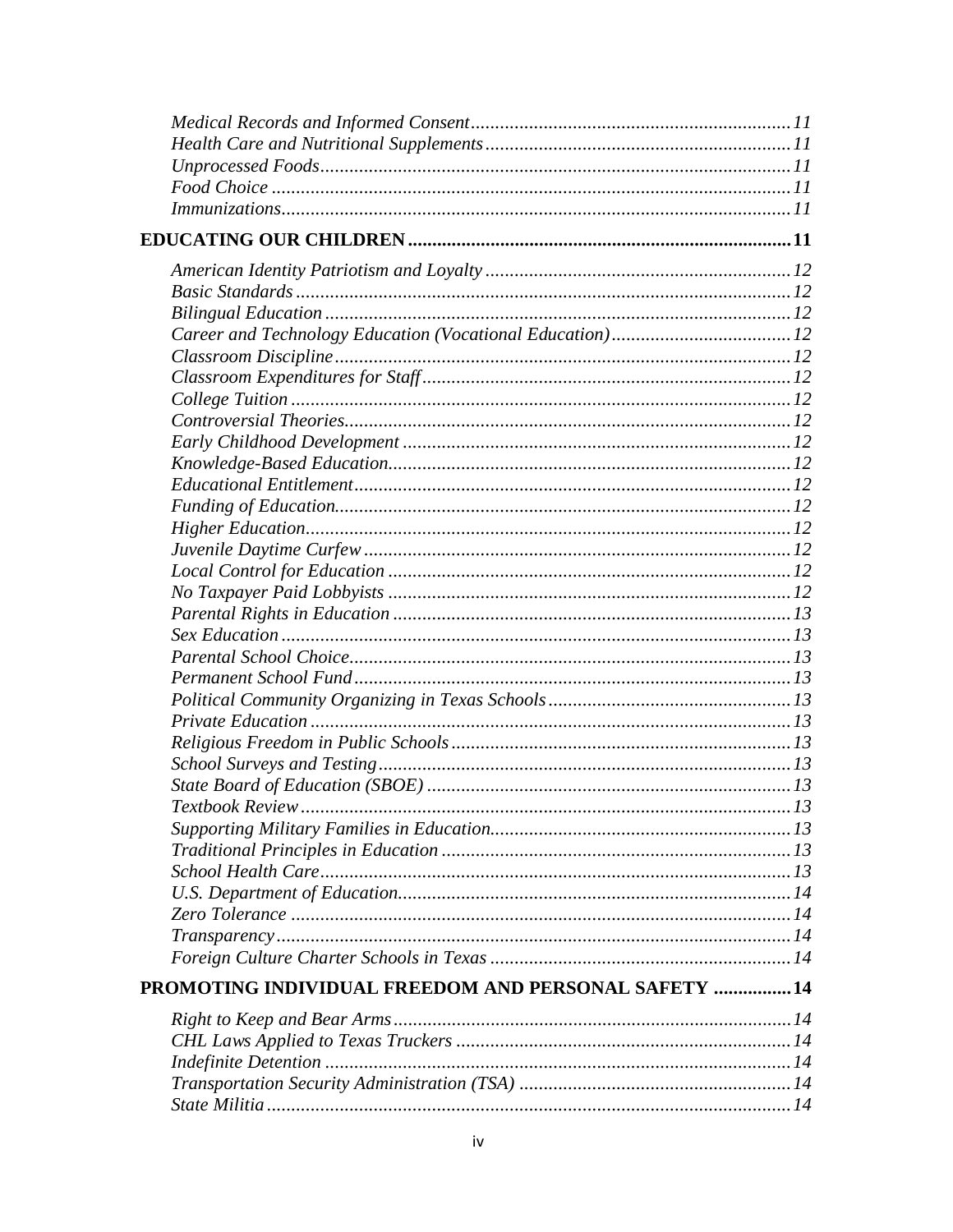*Medical Records and Informed Consent* ... 11
*Health Care and Nutritional Supplements* ... 11
*Unprocessed Foods* ... 11
*Food Choice* ... 11
*Immunizations* ... 11

**EDUCATING OUR CHILDREN ... 11**

*American Identity Patriotism and Loyalty* ... 12
*Basic Standards* ... 12
*Bilingual Education* ... 12
*Career and Technology Education (Vocational Education)* ... 12
*Classroom Discipline* ... 12
*Classroom Expenditures for Staff* ... 12
*College Tuition* ... 12
*Controversial Theories* ... 12
*Early Childhood Development* ... 12
*Knowledge-Based Education* ... 12
*Educational Entitlement* ... 12
*Funding of Education* ... 12
*Higher Education* ... 12
*Juvenile Daytime Curfew* ... 12
*Local Control for Education* ... 12
*No Taxpayer Paid Lobbyists* ... 12
*Parental Rights in Education* ... 13
*Sex Education* ... 13
*Parental School Choice* ... 13
*Permanent School Fund* ... 13
*Political Community Organizing in Texas Schools* ... 13
*Private Education* ... 13
*Religious Freedom in Public Schools* ... 13
*School Surveys and Testing* ... 13
*State Board of Education (SBOE)* ... 13
*Textbook Review* ... 13
*Supporting Military Families in Education* ... 13
*Traditional Principles in Education* ... 13
*School Health Care* ... 13
*U.S. Department of Education* ... 14
*Zero Tolerance* ... 14
*Transparency* ... 14
*Foreign Culture Charter Schools in Texas* ... 14

**PROMOTING INDIVIDUAL FREEDOM AND PERSONAL SAFETY ... 14**

*Right to Keep and Bear Arms* ... 14
*CHL Laws Applied to Texas Truckers* ... 14
*Indefinite Detention* ... 14
*Transportation Security Administration (TSA)* ... 14
*State Militia* ... 14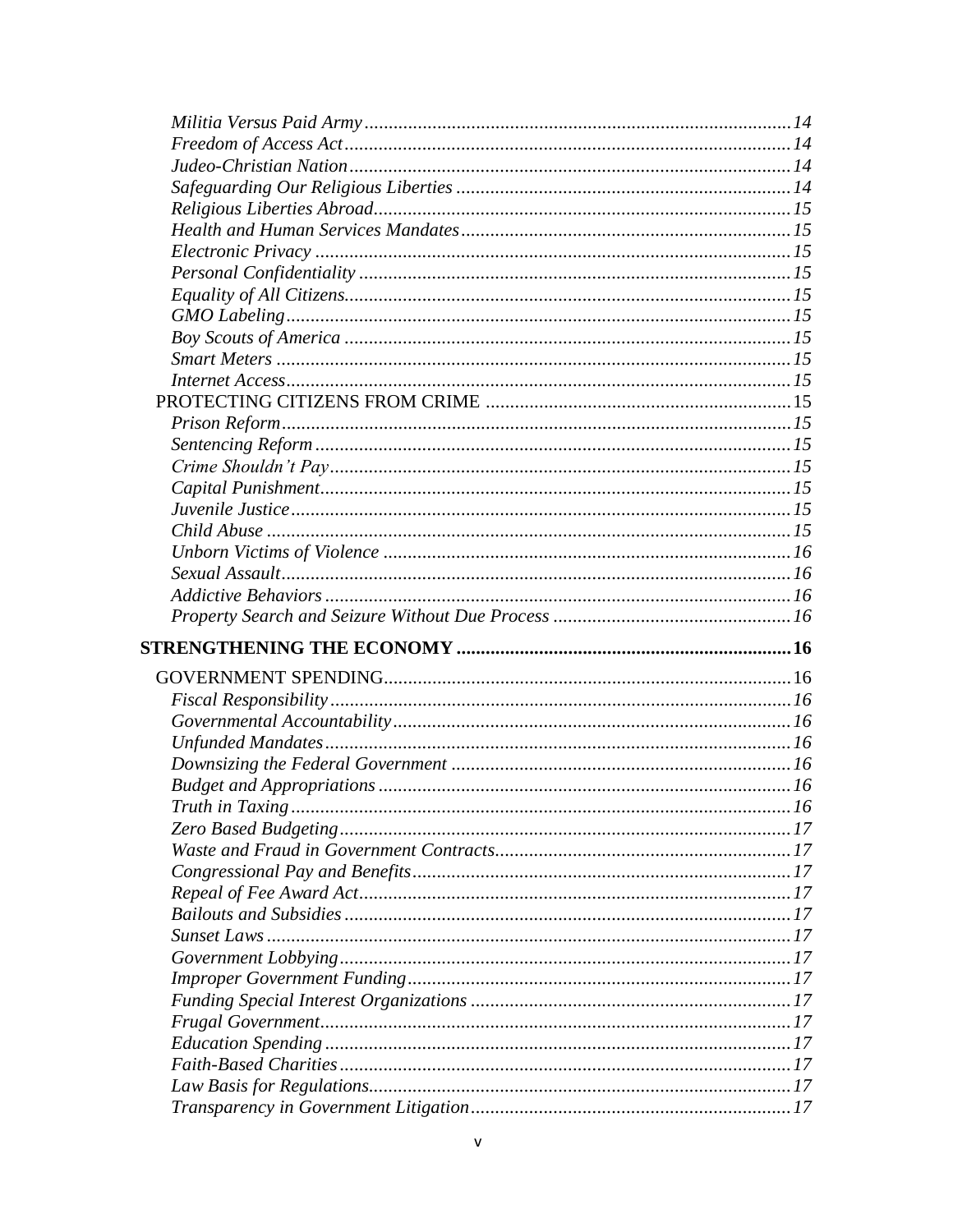*Militia Versus Paid Army* ........ 14
*Freedom of Access Act* ........ 14
*Judeo-Christian Nation* ........ 14
*Safeguarding Our Religious Liberties* ........ 14
*Religious Liberties Abroad* ........ 15
*Health and Human Services Mandates* ........ 15
*Electronic Privacy* ........ 15
*Personal Confidentiality* ........ 15
*Equality of All Citizens* ........ 15
*GMO Labeling* ........ 15
*Boy Scouts of America* ........ 15
*Smart Meters* ........ 15
*Internet Access* ........ 15

PROTECTING CITIZENS FROM CRIME ........ 15

*Prison Reform* ........ 15
*Sentencing Reform* ........ 15
*Crime Shouldn't Pay* ........ 15
*Capital Punishment* ........ 15
*Juvenile Justice* ........ 15
*Child Abuse* ........ 15
*Unborn Victims of Violence* ........ 16
*Sexual Assault* ........ 16
*Addictive Behaviors* ........ 16
*Property Search and Seizure Without Due Process* ........ 16

**STRENGTHENING THE ECONOMY ........ 16**

GOVERNMENT SPENDING ........ 16

*Fiscal Responsibility* ........ 16
*Governmental Accountability* ........ 16
*Unfunded Mandates* ........ 16
*Downsizing the Federal Government* ........ 16
*Budget and Appropriations* ........ 16
*Truth in Taxing* ........ 16
*Zero Based Budgeting* ........ 17
*Waste and Fraud in Government Contracts* ........ 17
*Congressional Pay and Benefits* ........ 17
*Repeal of Fee Award Act* ........ 17
*Bailouts and Subsidies* ........ 17
*Sunset Laws* ........ 17
*Government Lobbying* ........ 17
*Improper Government Funding* ........ 17
*Funding Special Interest Organizations* ........ 17
*Frugal Government* ........ 17
*Education Spending* ........ 17
*Faith-Based Charities* ........ 17
*Law Basis for Regulations* ........ 17
*Transparency in Government Litigation* ........ 17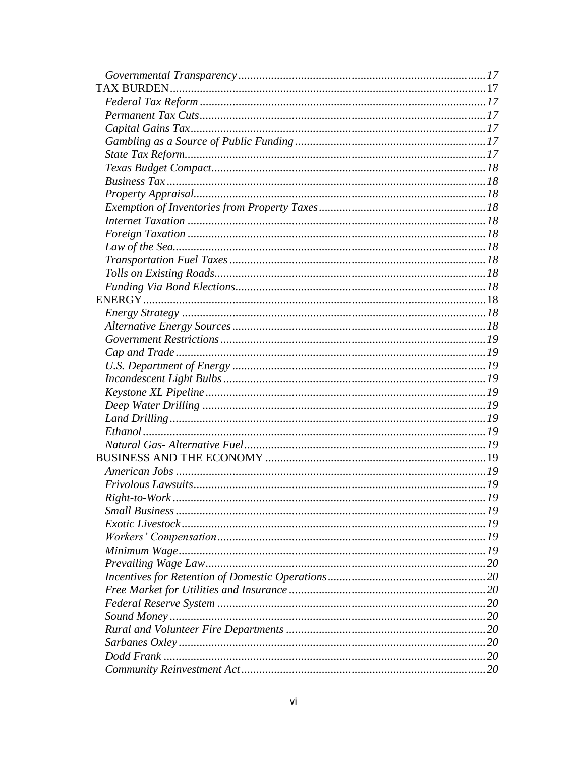*Governmental Transparency* .......... *17*
TAX BURDEN .......... 17
*Federal Tax Reform* .......... *17*
*Permanent Tax Cuts* .......... *17*
*Capital Gains Tax* .......... *17*
*Gambling as a Source of Public Funding* .......... *17*
*State Tax Reform* .......... *17*
*Texas Budget Compact* .......... *18*
*Business Tax* .......... *18*
*Property Appraisal* .......... *18*
*Exemption of Inventories from Property Taxes* .......... *18*
*Internet Taxation* .......... *18*
*Foreign Taxation* .......... *18*
*Law of the Sea* .......... *18*
*Transportation Fuel Taxes* .......... *18*
*Tolls on Existing Roads* .......... *18*
*Funding Via Bond Elections* .......... *18*
ENERGY .......... 18
*Energy Strategy* .......... *18*
*Alternative Energy Sources* .......... *18*
*Government Restrictions* .......... *19*
*Cap and Trade* .......... *19*
*U.S. Department of Energy* .......... *19*
*Incandescent Light Bulbs* .......... *19*
*Keystone XL Pipeline* .......... *19*
*Deep Water Drilling* .......... *19*
*Land Drilling* .......... *19*
*Ethanol* .......... *19*
*Natural Gas- Alternative Fuel* .......... *19*
BUSINESS AND THE ECONOMY .......... 19
*American Jobs* .......... *19*
*Frivolous Lawsuits* .......... *19*
*Right-to-Work* .......... *19*
*Small Business* .......... *19*
*Exotic Livestock* .......... *19*
*Workers' Compensation* .......... *19*
*Minimum Wage* .......... *19*
*Prevailing Wage Law* .......... *20*
*Incentives for Retention of Domestic Operations* .......... *20*
*Free Market for Utilities and Insurance* .......... *20*
*Federal Reserve System* .......... *20*
*Sound Money* .......... *20*
*Rural and Volunteer Fire Departments* .......... *20*
*Sarbanes Oxley* .......... *20*
*Dodd Frank* .......... *20*
*Community Reinvestment Act* .......... *20*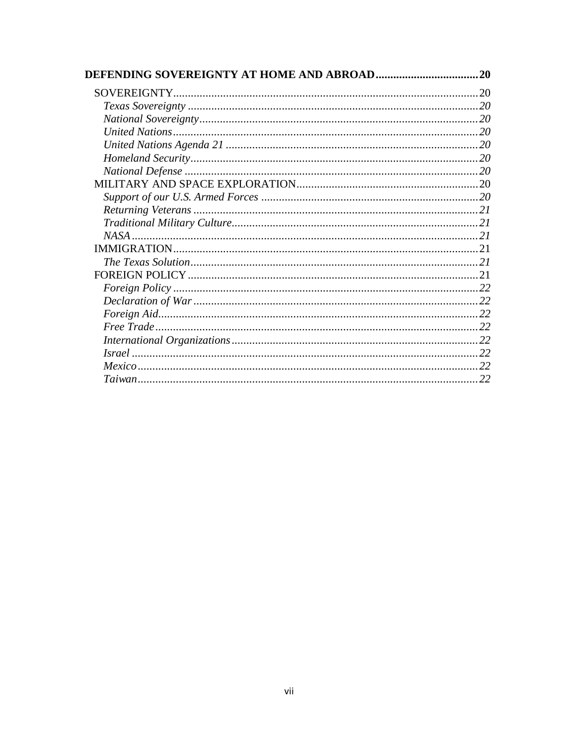**DEFENDING SOVEREIGNTY AT HOME AND ABROAD....................................20**

SOVEREIGNTY.......................................................................................................20
*Texas Sovereignty ...................................................................................................20*
*National Sovereignty...............................................................................................20*
*United Nations.........................................................................................................20*
*United Nations Agenda 21 ......................................................................................20*
*Homeland Security...................................................................................................20*
*National Defense .....................................................................................................20*
MILITARY AND SPACE EXPLORATION..............................................................20
*Support of our U.S. Armed Forces ..........................................................................20*
*Returning Veterans .................................................................................................21*
*Traditional Military Culture....................................................................................21*
*NASA.......................................................................................................................21*
IMMIGRATION........................................................................................................21
*The Texas Solution...................................................................................................21*
FOREIGN POLICY ...................................................................................................21
*Foreign Policy .........................................................................................................22*
*Declaration of War ..................................................................................................22*
*Foreign Aid.............................................................................................................22*
*Free Trade...............................................................................................................22*
*International Organizations....................................................................................22*
*Israel .......................................................................................................................22*
*Mexico.....................................................................................................................22*
*Taiwan.....................................................................................................................22*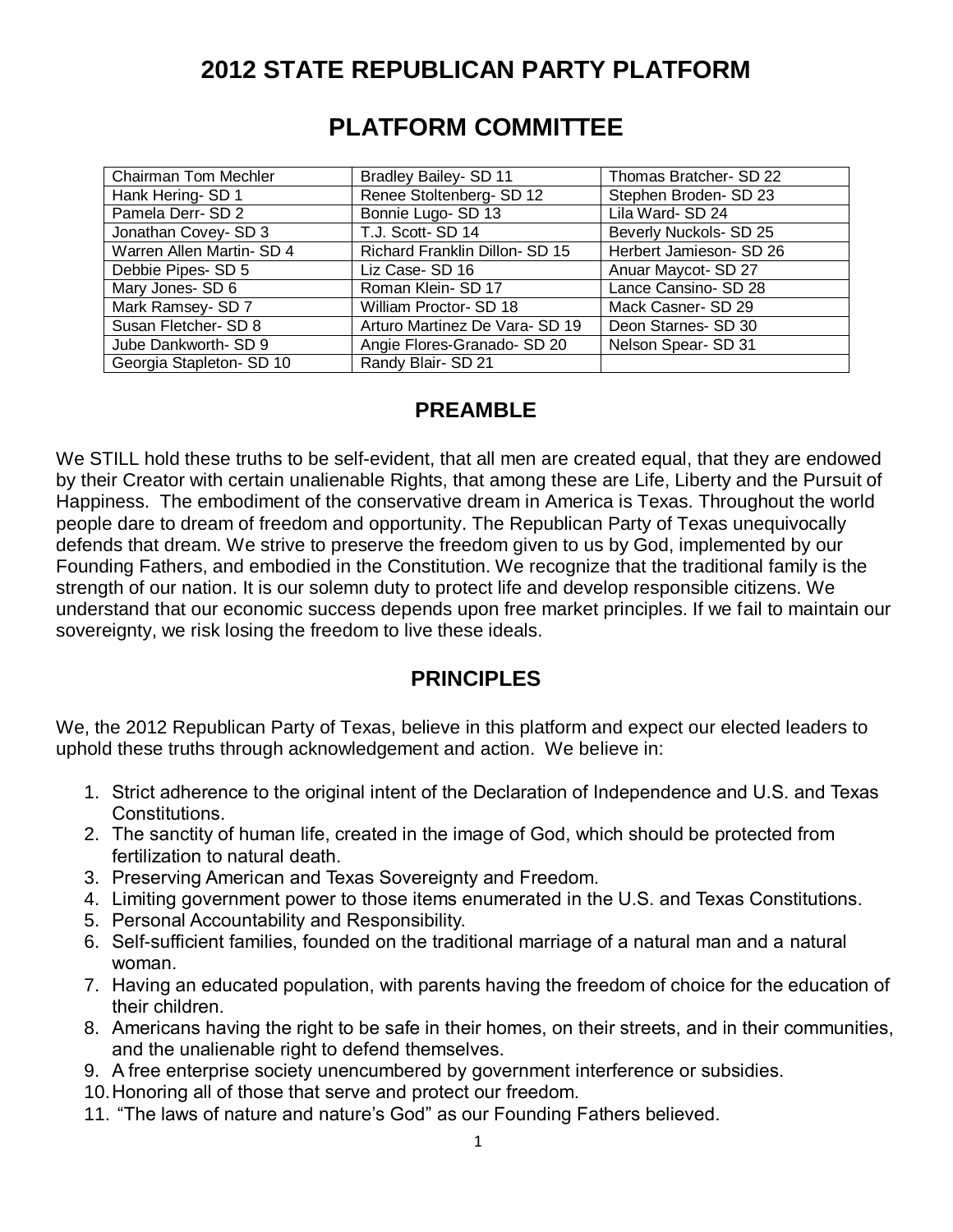# 2012 STATE REPUBLICAN PARTY PLATFORM

## PLATFORM COMMITTEE

| | | |
|---|---|---|
| Chairman Tom Mechler | Bradley Bailey- SD 11 | Thomas Bratcher- SD 22 |
| Hank Hering- SD 1 | Renee Stoltenberg- SD 12 | Stephen Broden- SD 23 |
| Pamela Derr- SD 2 | Bonnie Lugo- SD 13 | Lila Ward- SD 24 |
| Jonathan Covey- SD 3 | T.J. Scott- SD 14 | Beverly Nuckols- SD 25 |
| Warren Allen Martin- SD 4 | Richard Franklin Dillon- SD 15 | Herbert Jamieson- SD 26 |
| Debbie Pipes- SD 5 | Liz Case- SD 16 | Anuar Maycot- SD 27 |
| Mary Jones- SD 6 | Roman Klein- SD 17 | Lance Cansino- SD 28 |
| Mark Ramsey- SD 7 | William Proctor- SD 18 | Mack Casner- SD 29 |
| Susan Fletcher- SD 8 | Arturo Martinez De Vara- SD 19 | Deon Starnes- SD 30 |
| Jube Dankworth- SD 9 | Angie Flores-Granado- SD 20 | Nelson Spear- SD 31 |
| Georgia Stapleton- SD 10 | Randy Blair- SD 21 | |

## PREAMBLE

We STILL hold these truths to be self-evident, that all men are created equal, that they are endowed by their Creator with certain unalienable Rights, that among these are Life, Liberty and the Pursuit of Happiness. The embodiment of the conservative dream in America is Texas. Throughout the world people dare to dream of freedom and opportunity. The Republican Party of Texas unequivocally defends that dream. We strive to preserve the freedom given to us by God, implemented by our Founding Fathers, and embodied in the Constitution. We recognize that the traditional family is the strength of our nation. It is our solemn duty to protect life and develop responsible citizens. We understand that our economic success depends upon free market principles. If we fail to maintain our sovereignty, we risk losing the freedom to live these ideals.

## PRINCIPLES

We, the 2012 Republican Party of Texas, believe in this platform and expect our elected leaders to uphold these truths through acknowledgement and action. We believe in:

1. Strict adherence to the original intent of the Declaration of Independence and U.S. and Texas Constitutions.
2. The sanctity of human life, created in the image of God, which should be protected from fertilization to natural death.
3. Preserving American and Texas Sovereignty and Freedom.
4. Limiting government power to those items enumerated in the U.S. and Texas Constitutions.
5. Personal Accountability and Responsibility.
6. Self-sufficient families, founded on the traditional marriage of a natural man and a natural woman.
7. Having an educated population, with parents having the freedom of choice for the education of their children.
8. Americans having the right to be safe in their homes, on their streets, and in their communities, and the unalienable right to defend themselves.
9. A free enterprise society unencumbered by government interference or subsidies.
10. Honoring all of those that serve and protect our freedom.
11. "The laws of nature and nature's God" as our Founding Fathers believed.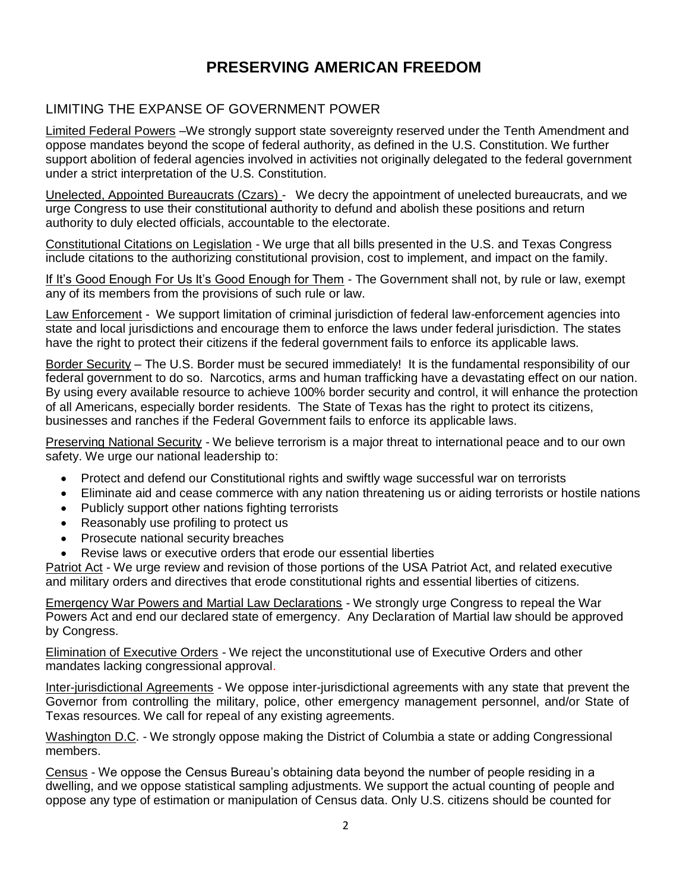# PRESERVING AMERICAN FREEDOM

## LIMITING THE EXPANSE OF GOVERNMENT POWER

Limited Federal Powers –We strongly support state sovereignty reserved under the Tenth Amendment and oppose mandates beyond the scope of federal authority, as defined in the U.S. Constitution. We further support abolition of federal agencies involved in activities not originally delegated to the federal government under a strict interpretation of the U.S. Constitution.

Unelected, Appointed Bureaucrats (Czars) - We decry the appointment of unelected bureaucrats, and we urge Congress to use their constitutional authority to defund and abolish these positions and return authority to duly elected officials, accountable to the electorate.

Constitutional Citations on Legislation - We urge that all bills presented in the U.S. and Texas Congress include citations to the authorizing constitutional provision, cost to implement, and impact on the family.

If It's Good Enough For Us It's Good Enough for Them - The Government shall not, by rule or law, exempt any of its members from the provisions of such rule or law.

Law Enforcement - We support limitation of criminal jurisdiction of federal law-enforcement agencies into state and local jurisdictions and encourage them to enforce the laws under federal jurisdiction. The states have the right to protect their citizens if the federal government fails to enforce its applicable laws.

Border Security – The U.S. Border must be secured immediately! It is the fundamental responsibility of our federal government to do so. Narcotics, arms and human trafficking have a devastating effect on our nation. By using every available resource to achieve 100% border security and control, it will enhance the protection of all Americans, especially border residents. The State of Texas has the right to protect its citizens, businesses and ranches if the Federal Government fails to enforce its applicable laws.

Preserving National Security - We believe terrorism is a major threat to international peace and to our own safety. We urge our national leadership to:

- Protect and defend our Constitutional rights and swiftly wage successful war on terrorists
- Eliminate aid and cease commerce with any nation threatening us or aiding terrorists or hostile nations
- Publicly support other nations fighting terrorists
- Reasonably use profiling to protect us
- Prosecute national security breaches
- Revise laws or executive orders that erode our essential liberties

Patriot Act - We urge review and revision of those portions of the USA Patriot Act, and related executive and military orders and directives that erode constitutional rights and essential liberties of citizens.

Emergency War Powers and Martial Law Declarations - We strongly urge Congress to repeal the War Powers Act and end our declared state of emergency. Any Declaration of Martial law should be approved by Congress.

Elimination of Executive Orders - We reject the unconstitutional use of Executive Orders and other mandates lacking congressional approval.

Inter-jurisdictional Agreements - We oppose inter-jurisdictional agreements with any state that prevent the Governor from controlling the military, police, other emergency management personnel, and/or State of Texas resources. We call for repeal of any existing agreements.

Washington D.C. - We strongly oppose making the District of Columbia a state or adding Congressional members.

Census - We oppose the Census Bureau's obtaining data beyond the number of people residing in a dwelling, and we oppose statistical sampling adjustments. We support the actual counting of people and oppose any type of estimation or manipulation of Census data. Only U.S. citizens should be counted for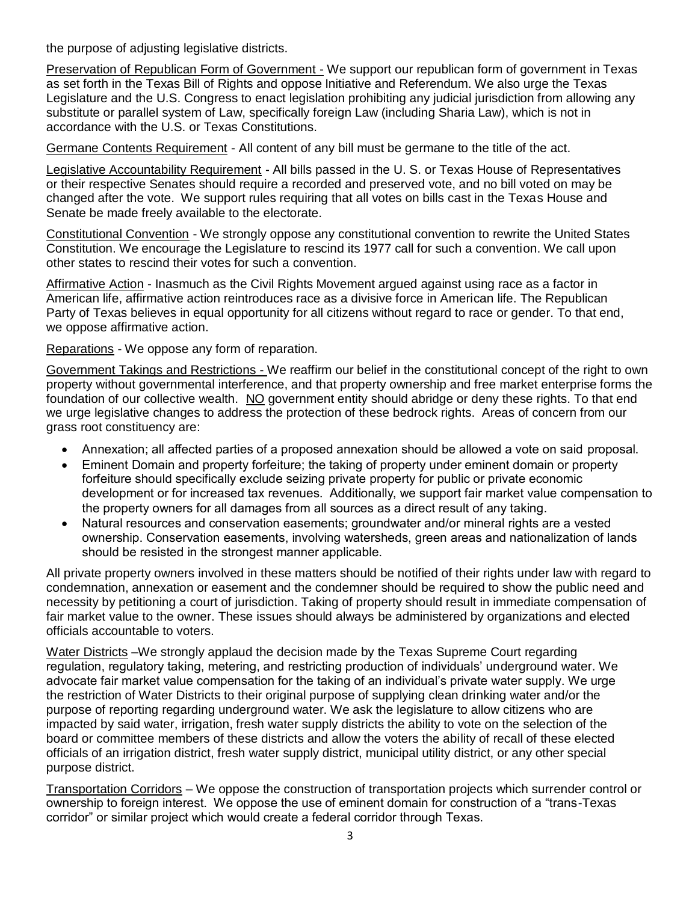the purpose of adjusting legislative districts.

Preservation of Republican Form of Government - We support our republican form of government in Texas as set forth in the Texas Bill of Rights and oppose Initiative and Referendum. We also urge the Texas Legislature and the U.S. Congress to enact legislation prohibiting any judicial jurisdiction from allowing any substitute or parallel system of Law, specifically foreign Law (including Sharia Law), which is not in accordance with the U.S. or Texas Constitutions.

Germane Contents Requirement - All content of any bill must be germane to the title of the act.

Legislative Accountability Requirement - All bills passed in the U. S. or Texas House of Representatives or their respective Senates should require a recorded and preserved vote, and no bill voted on may be changed after the vote. We support rules requiring that all votes on bills cast in the Texas House and Senate be made freely available to the electorate.

Constitutional Convention - We strongly oppose any constitutional convention to rewrite the United States Constitution. We encourage the Legislature to rescind its 1977 call for such a convention. We call upon other states to rescind their votes for such a convention.

Affirmative Action - Inasmuch as the Civil Rights Movement argued against using race as a factor in American life, affirmative action reintroduces race as a divisive force in American life. The Republican Party of Texas believes in equal opportunity for all citizens without regard to race or gender. To that end, we oppose affirmative action.

Reparations - We oppose any form of reparation.

Government Takings and Restrictions - We reaffirm our belief in the constitutional concept of the right to own property without governmental interference, and that property ownership and free market enterprise forms the foundation of our collective wealth. NO government entity should abridge or deny these rights. To that end we urge legislative changes to address the protection of these bedrock rights. Areas of concern from our grass root constituency are:

- Annexation; all affected parties of a proposed annexation should be allowed a vote on said proposal.
- Eminent Domain and property forfeiture; the taking of property under eminent domain or property forfeiture should specifically exclude seizing private property for public or private economic development or for increased tax revenues. Additionally, we support fair market value compensation to the property owners for all damages from all sources as a direct result of any taking.
- Natural resources and conservation easements; groundwater and/or mineral rights are a vested ownership. Conservation easements, involving watersheds, green areas and nationalization of lands should be resisted in the strongest manner applicable.

All private property owners involved in these matters should be notified of their rights under law with regard to condemnation, annexation or easement and the condemner should be required to show the public need and necessity by petitioning a court of jurisdiction. Taking of property should result in immediate compensation of fair market value to the owner. These issues should always be administered by organizations and elected officials accountable to voters.

Water Districts –We strongly applaud the decision made by the Texas Supreme Court regarding regulation, regulatory taking, metering, and restricting production of individuals' underground water. We advocate fair market value compensation for the taking of an individual's private water supply. We urge the restriction of Water Districts to their original purpose of supplying clean drinking water and/or the purpose of reporting regarding underground water. We ask the legislature to allow citizens who are impacted by said water, irrigation, fresh water supply districts the ability to vote on the selection of the board or committee members of these districts and allow the voters the ability of recall of these elected officials of an irrigation district, fresh water supply district, municipal utility district, or any other special purpose district.

Transportation Corridors – We oppose the construction of transportation projects which surrender control or ownership to foreign interest. We oppose the use of eminent domain for construction of a "trans-Texas corridor" or similar project which would create a federal corridor through Texas.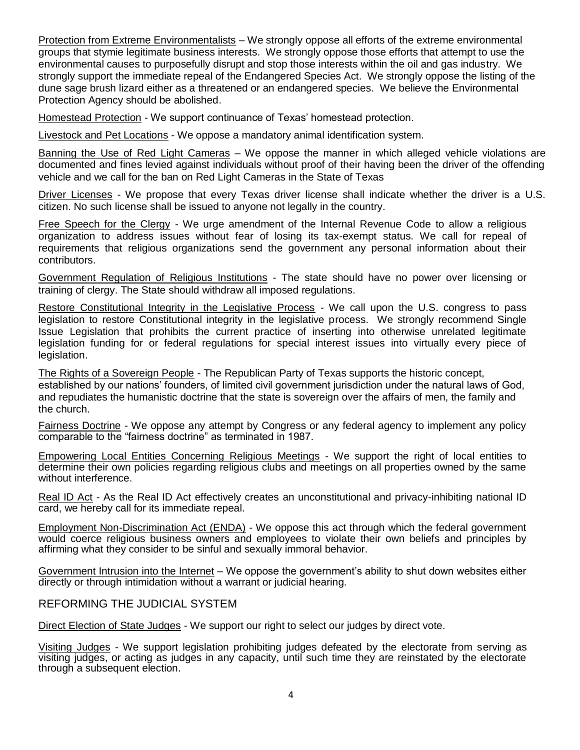Protection from Extreme Environmentalists – We strongly oppose all efforts of the extreme environmental groups that stymie legitimate business interests. We strongly oppose those efforts that attempt to use the environmental causes to purposefully disrupt and stop those interests within the oil and gas industry. We strongly support the immediate repeal of the Endangered Species Act. We strongly oppose the listing of the dune sage brush lizard either as a threatened or an endangered species. We believe the Environmental Protection Agency should be abolished.

Homestead Protection - We support continuance of Texas' homestead protection.

Livestock and Pet Locations - We oppose a mandatory animal identification system.

Banning the Use of Red Light Cameras – We oppose the manner in which alleged vehicle violations are documented and fines levied against individuals without proof of their having been the driver of the offending vehicle and we call for the ban on Red Light Cameras in the State of Texas

Driver Licenses - We propose that every Texas driver license shall indicate whether the driver is a U.S. citizen. No such license shall be issued to anyone not legally in the country.

Free Speech for the Clergy - We urge amendment of the Internal Revenue Code to allow a religious organization to address issues without fear of losing its tax-exempt status. We call for repeal of requirements that religious organizations send the government any personal information about their contributors.

Government Regulation of Religious Institutions - The state should have no power over licensing or training of clergy. The State should withdraw all imposed regulations.

Restore Constitutional Integrity in the Legislative Process - We call upon the U.S. congress to pass legislation to restore Constitutional integrity in the legislative process. We strongly recommend Single Issue Legislation that prohibits the current practice of inserting into otherwise unrelated legitimate legislation funding for or federal regulations for special interest issues into virtually every piece of legislation.

The Rights of a Sovereign People - The Republican Party of Texas supports the historic concept, established by our nations' founders, of limited civil government jurisdiction under the natural laws of God, and repudiates the humanistic doctrine that the state is sovereign over the affairs of men, the family and the church.

Fairness Doctrine - We oppose any attempt by Congress or any federal agency to implement any policy comparable to the "fairness doctrine" as terminated in 1987.

Empowering Local Entities Concerning Religious Meetings - We support the right of local entities to determine their own policies regarding religious clubs and meetings on all properties owned by the same without interference.

Real ID Act - As the Real ID Act effectively creates an unconstitutional and privacy-inhibiting national ID card, we hereby call for its immediate repeal.

Employment Non-Discrimination Act (ENDA) - We oppose this act through which the federal government would coerce religious business owners and employees to violate their own beliefs and principles by affirming what they consider to be sinful and sexually immoral behavior.

Government Intrusion into the Internet – We oppose the government's ability to shut down websites either directly or through intimidation without a warrant or judicial hearing.

## REFORMING THE JUDICIAL SYSTEM

Direct Election of State Judges - We support our right to select our judges by direct vote.

Visiting Judges - We support legislation prohibiting judges defeated by the electorate from serving as visiting judges, or acting as judges in any capacity, until such time they are reinstated by the electorate through a subsequent election.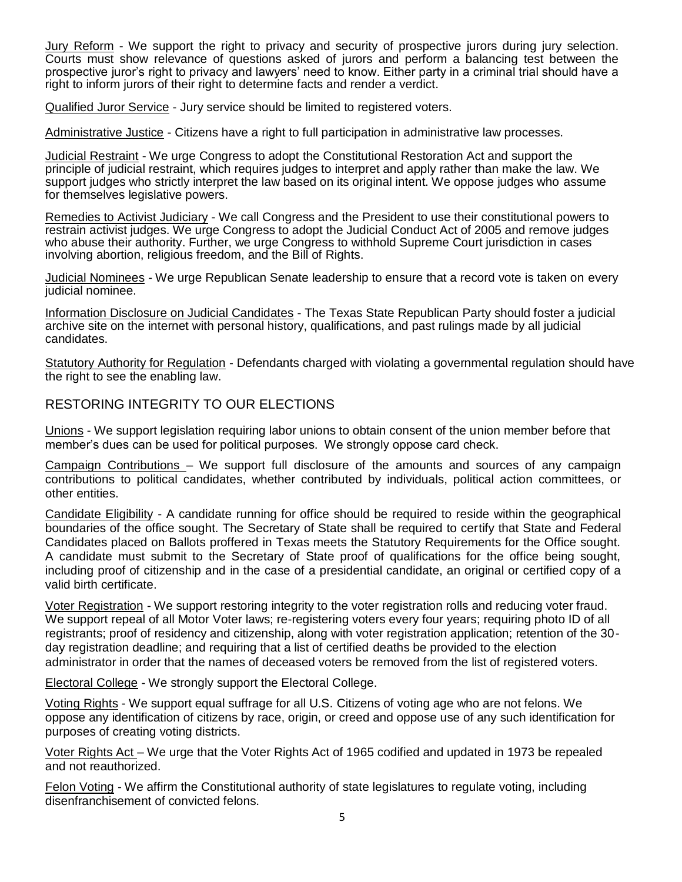Jury Reform - We support the right to privacy and security of prospective jurors during jury selection. Courts must show relevance of questions asked of jurors and perform a balancing test between the prospective juror's right to privacy and lawyers' need to know. Either party in a criminal trial should have a right to inform jurors of their right to determine facts and render a verdict.

Qualified Juror Service - Jury service should be limited to registered voters.

Administrative Justice - Citizens have a right to full participation in administrative law processes.

Judicial Restraint - We urge Congress to adopt the Constitutional Restoration Act and support the principle of judicial restraint, which requires judges to interpret and apply rather than make the law. We support judges who strictly interpret the law based on its original intent. We oppose judges who assume for themselves legislative powers.

Remedies to Activist Judiciary - We call Congress and the President to use their constitutional powers to restrain activist judges. We urge Congress to adopt the Judicial Conduct Act of 2005 and remove judges who abuse their authority. Further, we urge Congress to withhold Supreme Court jurisdiction in cases involving abortion, religious freedom, and the Bill of Rights.

Judicial Nominees - We urge Republican Senate leadership to ensure that a record vote is taken on every judicial nominee.

Information Disclosure on Judicial Candidates - The Texas State Republican Party should foster a judicial archive site on the internet with personal history, qualifications, and past rulings made by all judicial candidates.

Statutory Authority for Regulation - Defendants charged with violating a governmental regulation should have the right to see the enabling law.

## RESTORING INTEGRITY TO OUR ELECTIONS

Unions - We support legislation requiring labor unions to obtain consent of the union member before that member's dues can be used for political purposes. We strongly oppose card check.

Campaign Contributions – We support full disclosure of the amounts and sources of any campaign contributions to political candidates, whether contributed by individuals, political action committees, or other entities.

Candidate Eligibility - A candidate running for office should be required to reside within the geographical boundaries of the office sought. The Secretary of State shall be required to certify that State and Federal Candidates placed on Ballots proffered in Texas meets the Statutory Requirements for the Office sought. A candidate must submit to the Secretary of State proof of qualifications for the office being sought, including proof of citizenship and in the case of a presidential candidate, an original or certified copy of a valid birth certificate.

Voter Registration - We support restoring integrity to the voter registration rolls and reducing voter fraud. We support repeal of all Motor Voter laws; re-registering voters every four years; requiring photo ID of all registrants; proof of residency and citizenship, along with voter registration application; retention of the 30-day registration deadline; and requiring that a list of certified deaths be provided to the election administrator in order that the names of deceased voters be removed from the list of registered voters.

Electoral College - We strongly support the Electoral College.

Voting Rights - We support equal suffrage for all U.S. Citizens of voting age who are not felons. We oppose any identification of citizens by race, origin, or creed and oppose use of any such identification for purposes of creating voting districts.

Voter Rights Act – We urge that the Voter Rights Act of 1965 codified and updated in 1973 be repealed and not reauthorized.

Felon Voting - We affirm the Constitutional authority of state legislatures to regulate voting, including disenfranchisement of convicted felons.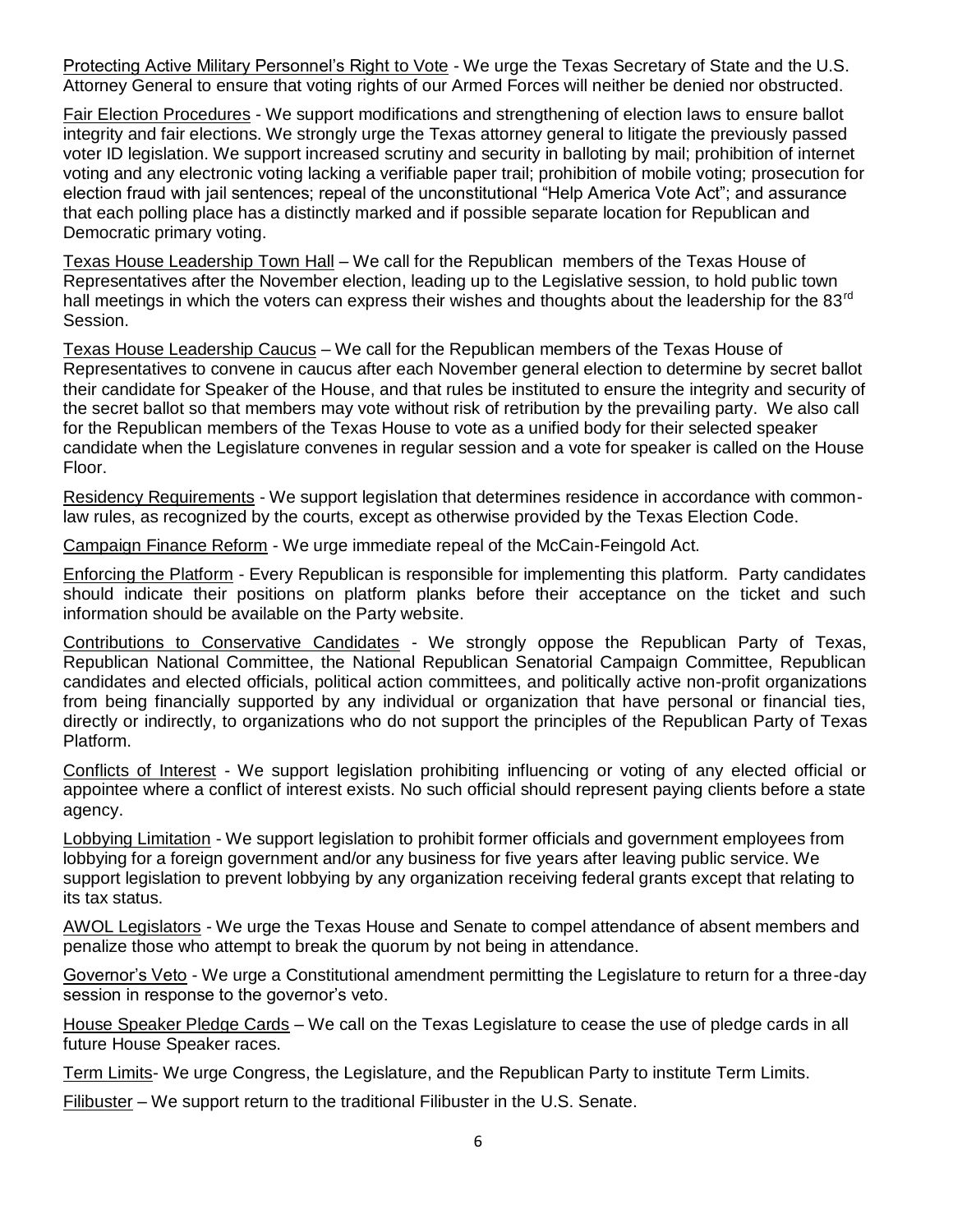Protecting Active Military Personnel's Right to Vote - We urge the Texas Secretary of State and the U.S. Attorney General to ensure that voting rights of our Armed Forces will neither be denied nor obstructed.

Fair Election Procedures - We support modifications and strengthening of election laws to ensure ballot integrity and fair elections. We strongly urge the Texas attorney general to litigate the previously passed voter ID legislation. We support increased scrutiny and security in balloting by mail; prohibition of internet voting and any electronic voting lacking a verifiable paper trail; prohibition of mobile voting; prosecution for election fraud with jail sentences; repeal of the unconstitutional "Help America Vote Act"; and assurance that each polling place has a distinctly marked and if possible separate location for Republican and Democratic primary voting.

Texas House Leadership Town Hall – We call for the Republican members of the Texas House of Representatives after the November election, leading up to the Legislative session, to hold public town hall meetings in which the voters can express their wishes and thoughts about the leadership for the 83rd Session.

Texas House Leadership Caucus – We call for the Republican members of the Texas House of Representatives to convene in caucus after each November general election to determine by secret ballot their candidate for Speaker of the House, and that rules be instituted to ensure the integrity and security of the secret ballot so that members may vote without risk of retribution by the prevailing party. We also call for the Republican members of the Texas House to vote as a unified body for their selected speaker candidate when the Legislature convenes in regular session and a vote for speaker is called on the House Floor.

Residency Requirements - We support legislation that determines residence in accordance with common-law rules, as recognized by the courts, except as otherwise provided by the Texas Election Code.

Campaign Finance Reform - We urge immediate repeal of the McCain-Feingold Act.

Enforcing the Platform - Every Republican is responsible for implementing this platform. Party candidates should indicate their positions on platform planks before their acceptance on the ticket and such information should be available on the Party website.

Contributions to Conservative Candidates - We strongly oppose the Republican Party of Texas, Republican National Committee, the National Republican Senatorial Campaign Committee, Republican candidates and elected officials, political action committees, and politically active non-profit organizations from being financially supported by any individual or organization that have personal or financial ties, directly or indirectly, to organizations who do not support the principles of the Republican Party of Texas Platform.

Conflicts of Interest - We support legislation prohibiting influencing or voting of any elected official or appointee where a conflict of interest exists. No such official should represent paying clients before a state agency.

Lobbying Limitation - We support legislation to prohibit former officials and government employees from lobbying for a foreign government and/or any business for five years after leaving public service. We support legislation to prevent lobbying by any organization receiving federal grants except that relating to its tax status.

AWOL Legislators - We urge the Texas House and Senate to compel attendance of absent members and penalize those who attempt to break the quorum by not being in attendance.

Governor's Veto - We urge a Constitutional amendment permitting the Legislature to return for a three-day session in response to the governor's veto.

House Speaker Pledge Cards – We call on the Texas Legislature to cease the use of pledge cards in all future House Speaker races.

Term Limits- We urge Congress, the Legislature, and the Republican Party to institute Term Limits.

Filibuster – We support return to the traditional Filibuster in the U.S. Senate.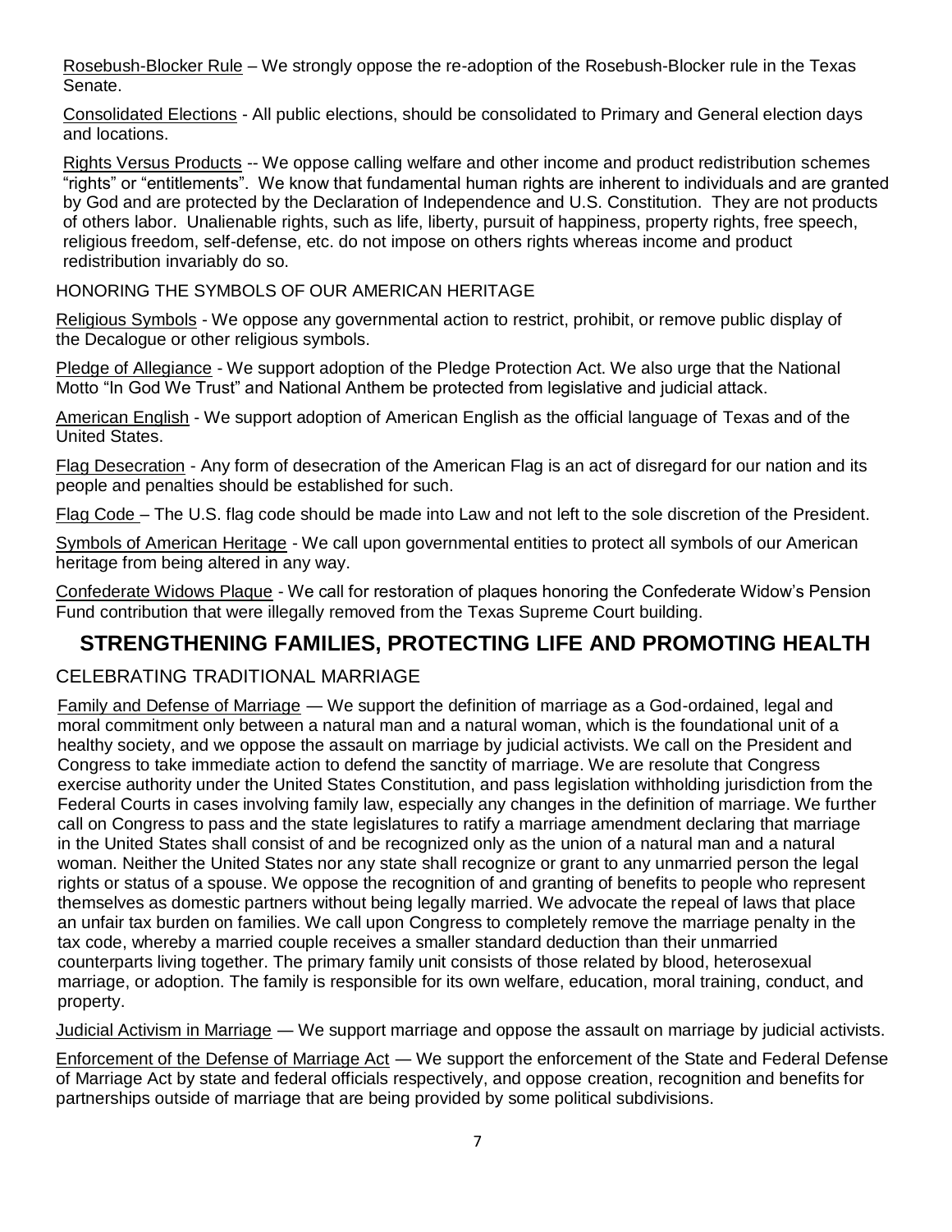Rosebush-Blocker Rule – We strongly oppose the re-adoption of the Rosebush-Blocker rule in the Texas Senate.

Consolidated Elections - All public elections, should be consolidated to Primary and General election days and locations.

Rights Versus Products -- We oppose calling welfare and other income and product redistribution schemes "rights" or "entitlements". We know that fundamental human rights are inherent to individuals and are granted by God and are protected by the Declaration of Independence and U.S. Constitution. They are not products of others labor. Unalienable rights, such as life, liberty, pursuit of happiness, property rights, free speech, religious freedom, self-defense, etc. do not impose on others rights whereas income and product redistribution invariably do so.

HONORING THE SYMBOLS OF OUR AMERICAN HERITAGE

Religious Symbols - We oppose any governmental action to restrict, prohibit, or remove public display of the Decalogue or other religious symbols.

Pledge of Allegiance - We support adoption of the Pledge Protection Act. We also urge that the National Motto "In God We Trust" and National Anthem be protected from legislative and judicial attack.

American English - We support adoption of American English as the official language of Texas and of the United States.

Flag Desecration - Any form of desecration of the American Flag is an act of disregard for our nation and its people and penalties should be established for such.

Flag Code – The U.S. flag code should be made into Law and not left to the sole discretion of the President.

Symbols of American Heritage - We call upon governmental entities to protect all symbols of our American heritage from being altered in any way.

Confederate Widows Plaque - We call for restoration of plaques honoring the Confederate Widow's Pension Fund contribution that were illegally removed from the Texas Supreme Court building.

## STRENGTHENING FAMILIES, PROTECTING LIFE AND PROMOTING HEALTH

### CELEBRATING TRADITIONAL MARRIAGE

Family and Defense of Marriage — We support the definition of marriage as a God-ordained, legal and moral commitment only between a natural man and a natural woman, which is the foundational unit of a healthy society, and we oppose the assault on marriage by judicial activists. We call on the President and Congress to take immediate action to defend the sanctity of marriage. We are resolute that Congress exercise authority under the United States Constitution, and pass legislation withholding jurisdiction from the Federal Courts in cases involving family law, especially any changes in the definition of marriage. We further call on Congress to pass and the state legislatures to ratify a marriage amendment declaring that marriage in the United States shall consist of and be recognized only as the union of a natural man and a natural woman. Neither the United States nor any state shall recognize or grant to any unmarried person the legal rights or status of a spouse. We oppose the recognition of and granting of benefits to people who represent themselves as domestic partners without being legally married. We advocate the repeal of laws that place an unfair tax burden on families. We call upon Congress to completely remove the marriage penalty in the tax code, whereby a married couple receives a smaller standard deduction than their unmarried counterparts living together. The primary family unit consists of those related by blood, heterosexual marriage, or adoption. The family is responsible for its own welfare, education, moral training, conduct, and property.

Judicial Activism in Marriage — We support marriage and oppose the assault on marriage by judicial activists.

Enforcement of the Defense of Marriage Act — We support the enforcement of the State and Federal Defense of Marriage Act by state and federal officials respectively, and oppose creation, recognition and benefits for partnerships outside of marriage that are being provided by some political subdivisions.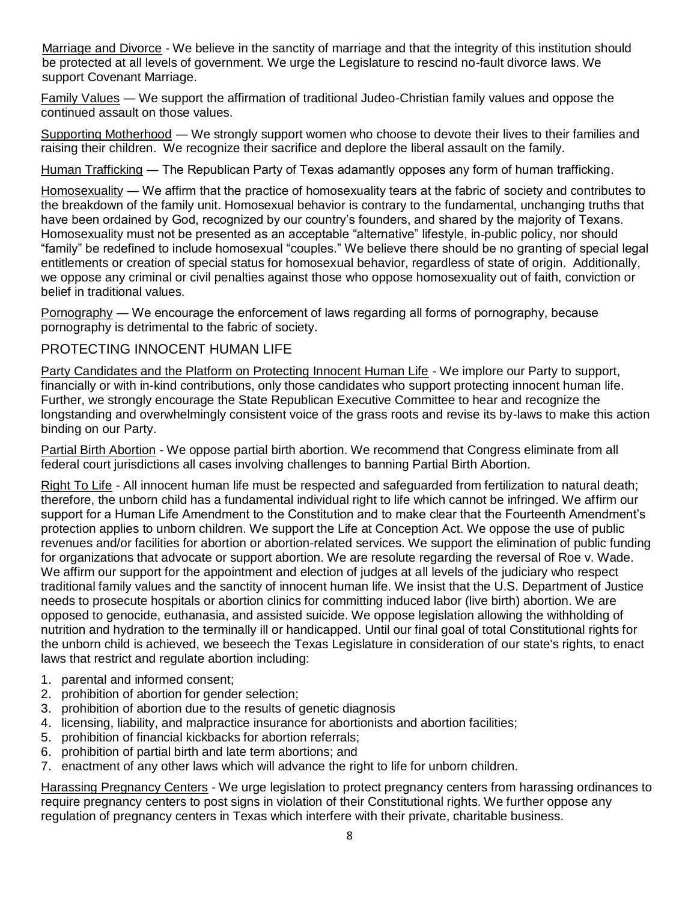Marriage and Divorce - We believe in the sanctity of marriage and that the integrity of this institution should be protected at all levels of government. We urge the Legislature to rescind no-fault divorce laws. We support Covenant Marriage.

Family Values — We support the affirmation of traditional Judeo-Christian family values and oppose the continued assault on those values.

Supporting Motherhood — We strongly support women who choose to devote their lives to their families and raising their children. We recognize their sacrifice and deplore the liberal assault on the family.

Human Trafficking — The Republican Party of Texas adamantly opposes any form of human trafficking.

Homosexuality — We affirm that the practice of homosexuality tears at the fabric of society and contributes to the breakdown of the family unit. Homosexual behavior is contrary to the fundamental, unchanging truths that have been ordained by God, recognized by our country's founders, and shared by the majority of Texans. Homosexuality must not be presented as an acceptable "alternative" lifestyle, in public policy, nor should "family" be redefined to include homosexual "couples." We believe there should be no granting of special legal entitlements or creation of special status for homosexual behavior, regardless of state of origin. Additionally, we oppose any criminal or civil penalties against those who oppose homosexuality out of faith, conviction or belief in traditional values.

Pornography — We encourage the enforcement of laws regarding all forms of pornography, because pornography is detrimental to the fabric of society.

## PROTECTING INNOCENT HUMAN LIFE

Party Candidates and the Platform on Protecting Innocent Human Life - We implore our Party to support, financially or with in-kind contributions, only those candidates who support protecting innocent human life. Further, we strongly encourage the State Republican Executive Committee to hear and recognize the longstanding and overwhelmingly consistent voice of the grass roots and revise its by-laws to make this action binding on our Party.

Partial Birth Abortion - We oppose partial birth abortion. We recommend that Congress eliminate from all federal court jurisdictions all cases involving challenges to banning Partial Birth Abortion.

Right To Life - All innocent human life must be respected and safeguarded from fertilization to natural death; therefore, the unborn child has a fundamental individual right to life which cannot be infringed. We affirm our support for a Human Life Amendment to the Constitution and to make clear that the Fourteenth Amendment's protection applies to unborn children. We support the Life at Conception Act. We oppose the use of public revenues and/or facilities for abortion or abortion-related services. We support the elimination of public funding for organizations that advocate or support abortion. We are resolute regarding the reversal of Roe v. Wade. We affirm our support for the appointment and election of judges at all levels of the judiciary who respect traditional family values and the sanctity of innocent human life. We insist that the U.S. Department of Justice needs to prosecute hospitals or abortion clinics for committing induced labor (live birth) abortion. We are opposed to genocide, euthanasia, and assisted suicide. We oppose legislation allowing the withholding of nutrition and hydration to the terminally ill or handicapped. Until our final goal of total Constitutional rights for the unborn child is achieved, we beseech the Texas Legislature in consideration of our state's rights, to enact laws that restrict and regulate abortion including:

1. parental and informed consent;
2. prohibition of abortion for gender selection;
3. prohibition of abortion due to the results of genetic diagnosis
4. licensing, liability, and malpractice insurance for abortionists and abortion facilities;
5. prohibition of financial kickbacks for abortion referrals;
6. prohibition of partial birth and late term abortions; and
7. enactment of any other laws which will advance the right to life for unborn children.

Harassing Pregnancy Centers - We urge legislation to protect pregnancy centers from harassing ordinances to require pregnancy centers to post signs in violation of their Constitutional rights. We further oppose any regulation of pregnancy centers in Texas which interfere with their private, charitable business.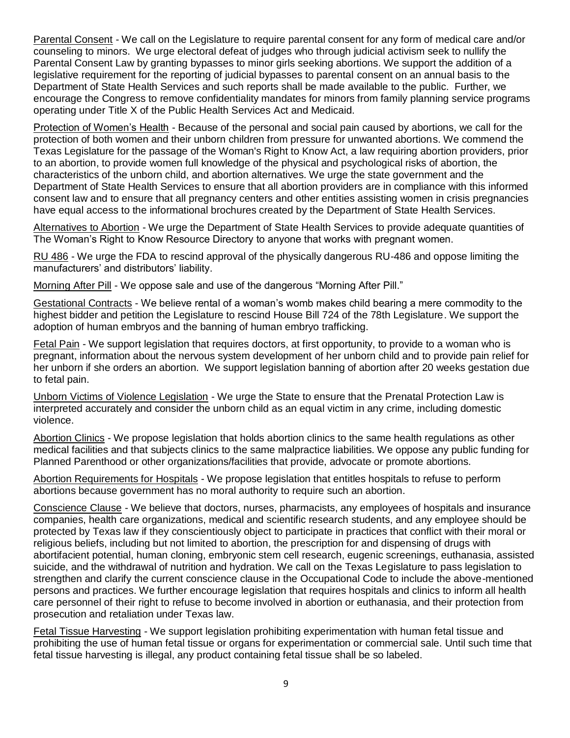<u>Parental Consent</u> - We call on the Legislature to require parental consent for any form of medical care and/or counseling to minors. We urge electoral defeat of judges who through judicial activism seek to nullify the Parental Consent Law by granting bypasses to minor girls seeking abortions. We support the addition of a legislative requirement for the reporting of judicial bypasses to parental consent on an annual basis to the Department of State Health Services and such reports shall be made available to the public. Further, we encourage the Congress to remove confidentiality mandates for minors from family planning service programs operating under Title X of the Public Health Services Act and Medicaid.

<u>Protection of Women's Health</u> - Because of the personal and social pain caused by abortions, we call for the protection of both women and their unborn children from pressure for unwanted abortions. We commend the Texas Legislature for the passage of the Woman's Right to Know Act, a law requiring abortion providers, prior to an abortion, to provide women full knowledge of the physical and psychological risks of abortion, the characteristics of the unborn child, and abortion alternatives. We urge the state government and the Department of State Health Services to ensure that all abortion providers are in compliance with this informed consent law and to ensure that all pregnancy centers and other entities assisting women in crisis pregnancies have equal access to the informational brochures created by the Department of State Health Services.

<u>Alternatives to Abortion</u> - We urge the Department of State Health Services to provide adequate quantities of The Woman's Right to Know Resource Directory to anyone that works with pregnant women.

<u>RU 486</u> - We urge the FDA to rescind approval of the physically dangerous RU-486 and oppose limiting the manufacturers' and distributors' liability.

<u>Morning After Pill</u> - We oppose sale and use of the dangerous "Morning After Pill."

<u>Gestational Contracts</u> - We believe rental of a woman's womb makes child bearing a mere commodity to the highest bidder and petition the Legislature to rescind House Bill 724 of the 78th Legislature. We support the adoption of human embryos and the banning of human embryo trafficking.

<u>Fetal Pain</u> - We support legislation that requires doctors, at first opportunity, to provide to a woman who is pregnant, information about the nervous system development of her unborn child and to provide pain relief for her unborn if she orders an abortion. We support legislation banning of abortion after 20 weeks gestation due to fetal pain.

<u>Unborn Victims of Violence Legislation</u> - We urge the State to ensure that the Prenatal Protection Law is interpreted accurately and consider the unborn child as an equal victim in any crime, including domestic violence.

<u>Abortion Clinics</u> - We propose legislation that holds abortion clinics to the same health regulations as other medical facilities and that subjects clinics to the same malpractice liabilities. We oppose any public funding for Planned Parenthood or other organizations/facilities that provide, advocate or promote abortions.

<u>Abortion Requirements for Hospitals</u> - We propose legislation that entitles hospitals to refuse to perform abortions because government has no moral authority to require such an abortion.

<u>Conscience Clause</u> - We believe that doctors, nurses, pharmacists, any employees of hospitals and insurance companies, health care organizations, medical and scientific research students, and any employee should be protected by Texas law if they conscientiously object to participate in practices that conflict with their moral or religious beliefs, including but not limited to abortion, the prescription for and dispensing of drugs with abortifacient potential, human cloning, embryonic stem cell research, eugenic screenings, euthanasia, assisted suicide, and the withdrawal of nutrition and hydration. We call on the Texas Legislature to pass legislation to strengthen and clarify the current conscience clause in the Occupational Code to include the above-mentioned persons and practices. We further encourage legislation that requires hospitals and clinics to inform all health care personnel of their right to refuse to become involved in abortion or euthanasia, and their protection from prosecution and retaliation under Texas law.

<u>Fetal Tissue Harvesting</u> - We support legislation prohibiting experimentation with human fetal tissue and prohibiting the use of human fetal tissue or organs for experimentation or commercial sale. Until such time that fetal tissue harvesting is illegal, any product containing fetal tissue shall be so labeled.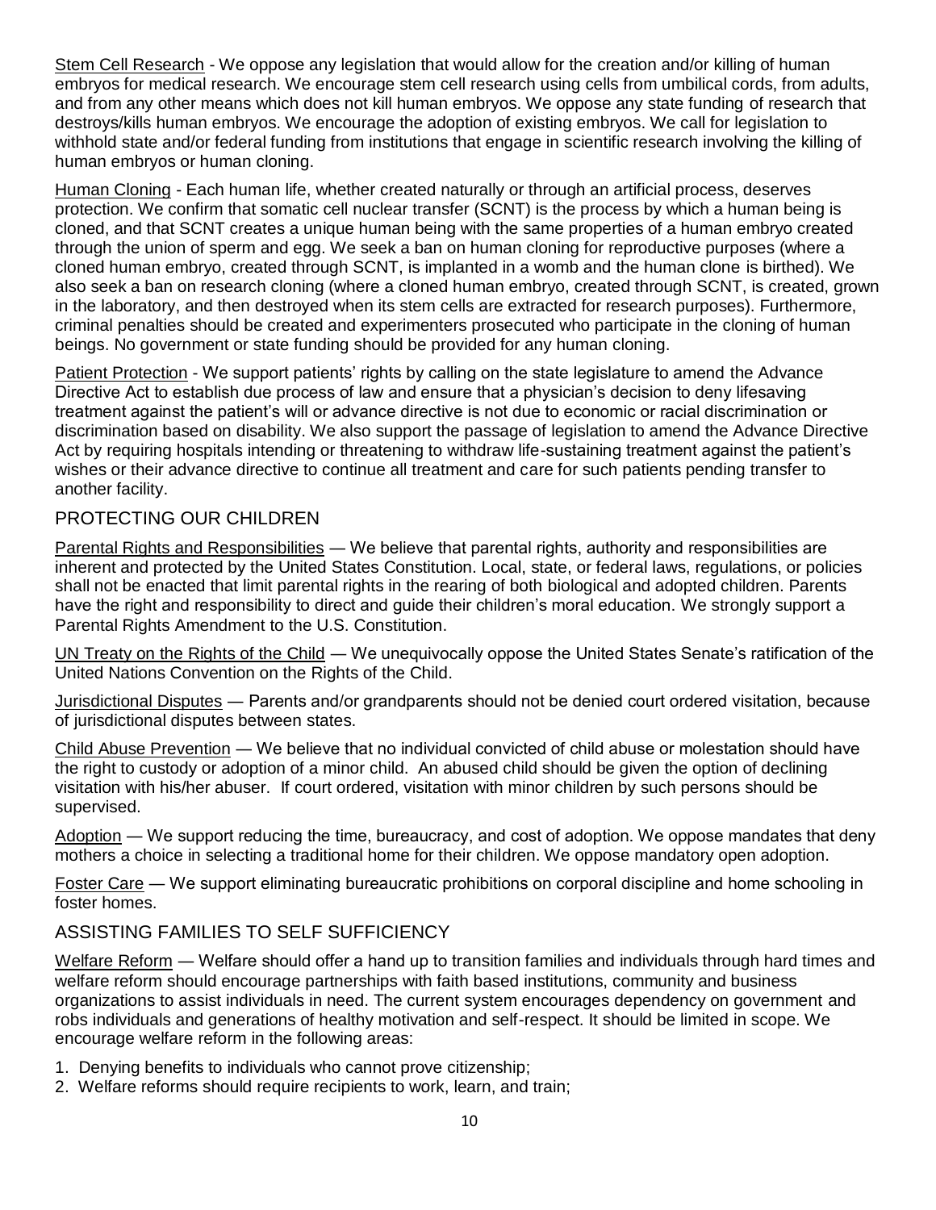<u>Stem Cell Research</u> - We oppose any legislation that would allow for the creation and/or killing of human embryos for medical research. We encourage stem cell research using cells from umbilical cords, from adults, and from any other means which does not kill human embryos. We oppose any state funding of research that destroys/kills human embryos. We encourage the adoption of existing embryos. We call for legislation to withhold state and/or federal funding from institutions that engage in scientific research involving the killing of human embryos or human cloning.

<u>Human Cloning</u> - Each human life, whether created naturally or through an artificial process, deserves protection. We confirm that somatic cell nuclear transfer (SCNT) is the process by which a human being is cloned, and that SCNT creates a unique human being with the same properties of a human embryo created through the union of sperm and egg. We seek a ban on human cloning for reproductive purposes (where a cloned human embryo, created through SCNT, is implanted in a womb and the human clone is birthed). We also seek a ban on research cloning (where a cloned human embryo, created through SCNT, is created, grown in the laboratory, and then destroyed when its stem cells are extracted for research purposes). Furthermore, criminal penalties should be created and experimenters prosecuted who participate in the cloning of human beings. No government or state funding should be provided for any human cloning.

<u>Patient Protection</u> - We support patients' rights by calling on the state legislature to amend the Advance Directive Act to establish due process of law and ensure that a physician's decision to deny lifesaving treatment against the patient's will or advance directive is not due to economic or racial discrimination or discrimination based on disability. We also support the passage of legislation to amend the Advance Directive Act by requiring hospitals intending or threatening to withdraw life-sustaining treatment against the patient's wishes or their advance directive to continue all treatment and care for such patients pending transfer to another facility.

## PROTECTING OUR CHILDREN

<u>Parental Rights and Responsibilities</u> — We believe that parental rights, authority and responsibilities are inherent and protected by the United States Constitution. Local, state, or federal laws, regulations, or policies shall not be enacted that limit parental rights in the rearing of both biological and adopted children. Parents have the right and responsibility to direct and guide their children's moral education. We strongly support a Parental Rights Amendment to the U.S. Constitution.

<u>UN Treaty on the Rights of the Child</u> — We unequivocally oppose the United States Senate's ratification of the United Nations Convention on the Rights of the Child.

<u>Jurisdictional Disputes</u> — Parents and/or grandparents should not be denied court ordered visitation, because of jurisdictional disputes between states.

<u>Child Abuse Prevention</u> — We believe that no individual convicted of child abuse or molestation should have the right to custody or adoption of a minor child. An abused child should be given the option of declining visitation with his/her abuser. If court ordered, visitation with minor children by such persons should be supervised.

<u>Adoption</u> — We support reducing the time, bureaucracy, and cost of adoption. We oppose mandates that deny mothers a choice in selecting a traditional home for their children. We oppose mandatory open adoption.

<u>Foster Care</u> — We support eliminating bureaucratic prohibitions on corporal discipline and home schooling in foster homes.

## ASSISTING FAMILIES TO SELF SUFFICIENCY

<u>Welfare Reform</u> — Welfare should offer a hand up to transition families and individuals through hard times and welfare reform should encourage partnerships with faith based institutions, community and business organizations to assist individuals in need. The current system encourages dependency on government and robs individuals and generations of healthy motivation and self-respect. It should be limited in scope. We encourage welfare reform in the following areas:

1. Denying benefits to individuals who cannot prove citizenship;
2. Welfare reforms should require recipients to work, learn, and train;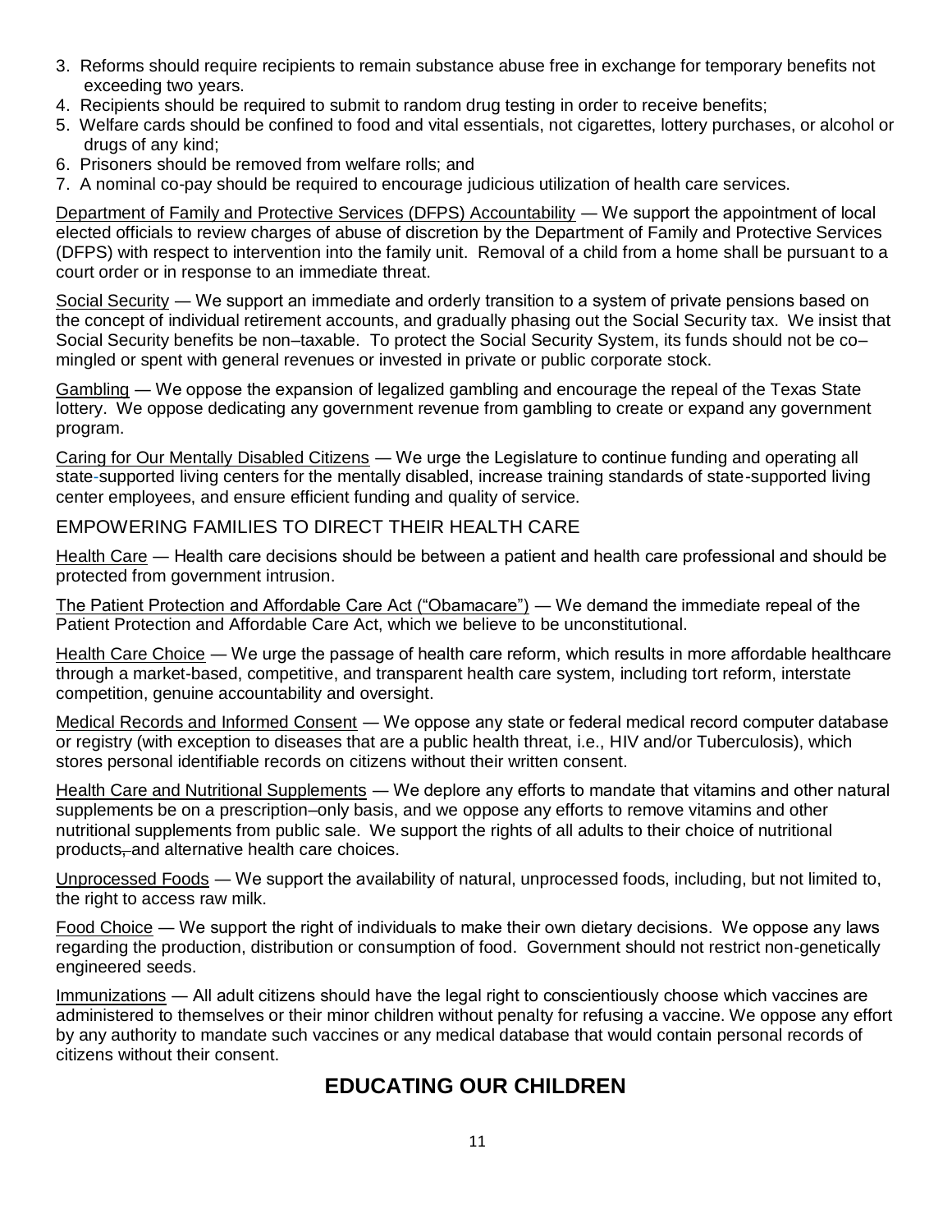3. Reforms should require recipients to remain substance abuse free in exchange for temporary benefits not exceeding two years.
4. Recipients should be required to submit to random drug testing in order to receive benefits;
5. Welfare cards should be confined to food and vital essentials, not cigarettes, lottery purchases, or alcohol or drugs of any kind;
6. Prisoners should be removed from welfare rolls; and
7. A nominal co-pay should be required to encourage judicious utilization of health care services.

<u>Department of Family and Protective Services (DFPS) Accountability</u> — We support the appointment of local elected officials to review charges of abuse of discretion by the Department of Family and Protective Services (DFPS) with respect to intervention into the family unit. Removal of a child from a home shall be pursuant to a court order or in response to an immediate threat.

<u>Social Security</u> — We support an immediate and orderly transition to a system of private pensions based on the concept of individual retirement accounts, and gradually phasing out the Social Security tax. We insist that Social Security benefits be non–taxable. To protect the Social Security System, its funds should not be co–mingled or spent with general revenues or invested in private or public corporate stock.

<u>Gambling</u> — We oppose the expansion of legalized gambling and encourage the repeal of the Texas State lottery. We oppose dedicating any government revenue from gambling to create or expand any government program.

<u>Caring for Our Mentally Disabled Citizens</u> — We urge the Legislature to continue funding and operating all state-supported living centers for the mentally disabled, increase training standards of state-supported living center employees, and ensure efficient funding and quality of service.

## EMPOWERING FAMILIES TO DIRECT THEIR HEALTH CARE

<u>Health Care</u> — Health care decisions should be between a patient and health care professional and should be protected from government intrusion.

<u>The Patient Protection and Affordable Care Act ("Obamacare")</u> — We demand the immediate repeal of the Patient Protection and Affordable Care Act, which we believe to be unconstitutional.

<u>Health Care Choice</u> — We urge the passage of health care reform, which results in more affordable healthcare through a market-based, competitive, and transparent health care system, including tort reform, interstate competition, genuine accountability and oversight.

<u>Medical Records and Informed Consent</u> — We oppose any state or federal medical record computer database or registry (with exception to diseases that are a public health threat, i.e., HIV and/or Tuberculosis), which stores personal identifiable records on citizens without their written consent.

<u>Health Care and Nutritional Supplements</u> — We deplore any efforts to mandate that vitamins and other natural supplements be on a prescription–only basis, and we oppose any efforts to remove vitamins and other nutritional supplements from public sale. We support the rights of all adults to their choice of nutritional products, and alternative health care choices.

<u>Unprocessed Foods</u> — We support the availability of natural, unprocessed foods, including, but not limited to, the right to access raw milk.

<u>Food Choice</u> — We support the right of individuals to make their own dietary decisions. We oppose any laws regarding the production, distribution or consumption of food. Government should not restrict non-genetically engineered seeds.

<u>Immunizations</u> — All adult citizens should have the legal right to conscientiously choose which vaccines are administered to themselves or their minor children without penalty for refusing a vaccine. We oppose any effort by any authority to mandate such vaccines or any medical database that would contain personal records of citizens without their consent.

# EDUCATING OUR CHILDREN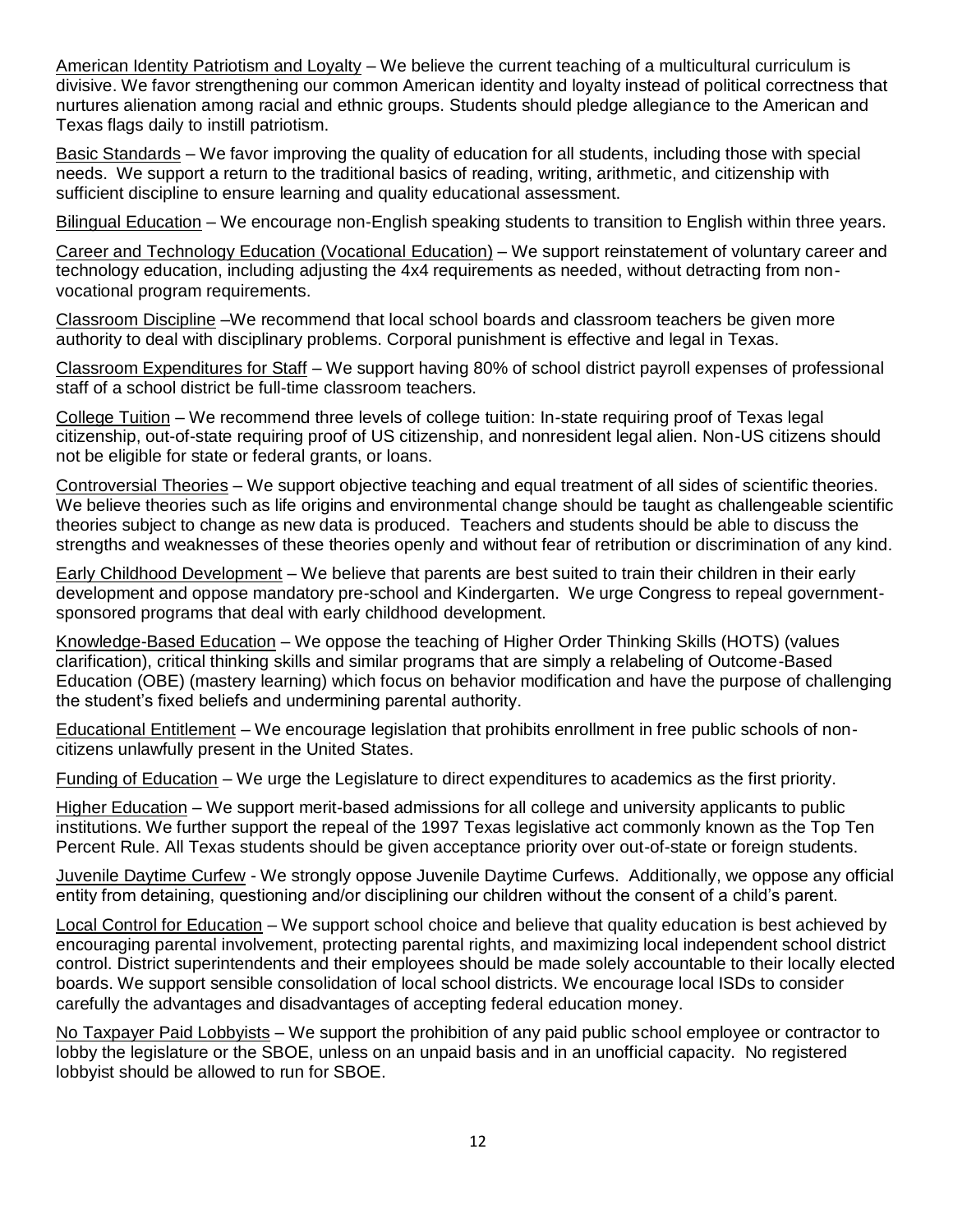<u>American Identity Patriotism and Loyalty</u> – We believe the current teaching of a multicultural curriculum is divisive. We favor strengthening our common American identity and loyalty instead of political correctness that nurtures alienation among racial and ethnic groups. Students should pledge allegiance to the American and Texas flags daily to instill patriotism.

<u>Basic Standards</u> – We favor improving the quality of education for all students, including those with special needs. We support a return to the traditional basics of reading, writing, arithmetic, and citizenship with sufficient discipline to ensure learning and quality educational assessment.

<u>Bilingual Education</u> – We encourage non-English speaking students to transition to English within three years.

<u>Career and Technology Education (Vocational Education)</u> – We support reinstatement of voluntary career and technology education, including adjusting the 4x4 requirements as needed, without detracting from non-vocational program requirements.

<u>Classroom Discipline</u> –We recommend that local school boards and classroom teachers be given more authority to deal with disciplinary problems. Corporal punishment is effective and legal in Texas.

<u>Classroom Expenditures for Staff</u> – We support having 80% of school district payroll expenses of professional staff of a school district be full-time classroom teachers.

<u>College Tuition</u> – We recommend three levels of college tuition: In-state requiring proof of Texas legal citizenship, out-of-state requiring proof of US citizenship, and nonresident legal alien. Non-US citizens should not be eligible for state or federal grants, or loans.

<u>Controversial Theories</u> – We support objective teaching and equal treatment of all sides of scientific theories. We believe theories such as life origins and environmental change should be taught as challengeable scientific theories subject to change as new data is produced. Teachers and students should be able to discuss the strengths and weaknesses of these theories openly and without fear of retribution or discrimination of any kind.

<u>Early Childhood Development</u> – We believe that parents are best suited to train their children in their early development and oppose mandatory pre-school and Kindergarten. We urge Congress to repeal government-sponsored programs that deal with early childhood development.

<u>Knowledge-Based Education</u> – We oppose the teaching of Higher Order Thinking Skills (HOTS) (values clarification), critical thinking skills and similar programs that are simply a relabeling of Outcome-Based Education (OBE) (mastery learning) which focus on behavior modification and have the purpose of challenging the student's fixed beliefs and undermining parental authority.

<u>Educational Entitlement</u> – We encourage legislation that prohibits enrollment in free public schools of non-citizens unlawfully present in the United States.

<u>Funding of Education</u> – We urge the Legislature to direct expenditures to academics as the first priority.

<u>Higher Education</u> – We support merit-based admissions for all college and university applicants to public institutions. We further support the repeal of the 1997 Texas legislative act commonly known as the Top Ten Percent Rule. All Texas students should be given acceptance priority over out-of-state or foreign students.

<u>Juvenile Daytime Curfew</u> - We strongly oppose Juvenile Daytime Curfews. Additionally, we oppose any official entity from detaining, questioning and/or disciplining our children without the consent of a child's parent.

<u>Local Control for Education</u> – We support school choice and believe that quality education is best achieved by encouraging parental involvement, protecting parental rights, and maximizing local independent school district control. District superintendents and their employees should be made solely accountable to their locally elected boards. We support sensible consolidation of local school districts. We encourage local ISDs to consider carefully the advantages and disadvantages of accepting federal education money.

<u>No Taxpayer Paid Lobbyists</u> – We support the prohibition of any paid public school employee or contractor to lobby the legislature or the SBOE, unless on an unpaid basis and in an unofficial capacity. No registered lobbyist should be allowed to run for SBOE.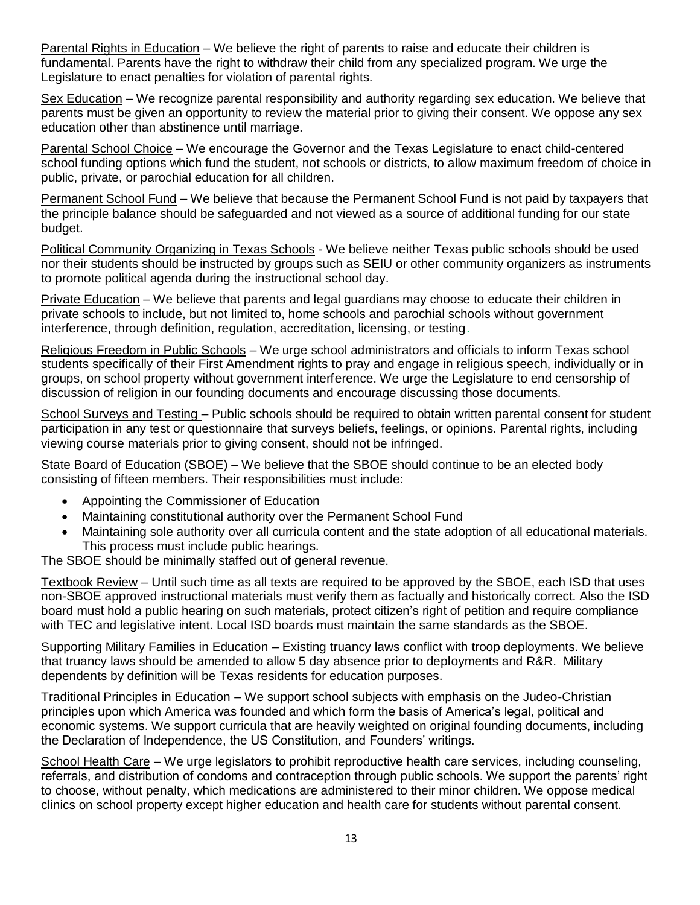Parental Rights in Education – We believe the right of parents to raise and educate their children is fundamental. Parents have the right to withdraw their child from any specialized program. We urge the Legislature to enact penalties for violation of parental rights.

Sex Education – We recognize parental responsibility and authority regarding sex education. We believe that parents must be given an opportunity to review the material prior to giving their consent. We oppose any sex education other than abstinence until marriage.

Parental School Choice – We encourage the Governor and the Texas Legislature to enact child-centered school funding options which fund the student, not schools or districts, to allow maximum freedom of choice in public, private, or parochial education for all children.

Permanent School Fund – We believe that because the Permanent School Fund is not paid by taxpayers that the principle balance should be safeguarded and not viewed as a source of additional funding for our state budget.

Political Community Organizing in Texas Schools - We believe neither Texas public schools should be used nor their students should be instructed by groups such as SEIU or other community organizers as instruments to promote political agenda during the instructional school day.

Private Education – We believe that parents and legal guardians may choose to educate their children in private schools to include, but not limited to, home schools and parochial schools without government interference, through definition, regulation, accreditation, licensing, or testing.

Religious Freedom in Public Schools – We urge school administrators and officials to inform Texas school students specifically of their First Amendment rights to pray and engage in religious speech, individually or in groups, on school property without government interference. We urge the Legislature to end censorship of discussion of religion in our founding documents and encourage discussing those documents.

School Surveys and Testing – Public schools should be required to obtain written parental consent for student participation in any test or questionnaire that surveys beliefs, feelings, or opinions. Parental rights, including viewing course materials prior to giving consent, should not be infringed.

State Board of Education (SBOE) – We believe that the SBOE should continue to be an elected body consisting of fifteen members. Their responsibilities must include:

- Appointing the Commissioner of Education
- Maintaining constitutional authority over the Permanent School Fund
- Maintaining sole authority over all curricula content and the state adoption of all educational materials. This process must include public hearings.

The SBOE should be minimally staffed out of general revenue.

Textbook Review – Until such time as all texts are required to be approved by the SBOE, each ISD that uses non-SBOE approved instructional materials must verify them as factually and historically correct. Also the ISD board must hold a public hearing on such materials, protect citizen's right of petition and require compliance with TEC and legislative intent. Local ISD boards must maintain the same standards as the SBOE.

Supporting Military Families in Education – Existing truancy laws conflict with troop deployments. We believe that truancy laws should be amended to allow 5 day absence prior to deployments and R&R. Military dependents by definition will be Texas residents for education purposes.

Traditional Principles in Education – We support school subjects with emphasis on the Judeo-Christian principles upon which America was founded and which form the basis of America's legal, political and economic systems. We support curricula that are heavily weighted on original founding documents, including the Declaration of Independence, the US Constitution, and Founders' writings.

School Health Care – We urge legislators to prohibit reproductive health care services, including counseling, referrals, and distribution of condoms and contraception through public schools. We support the parents' right to choose, without penalty, which medications are administered to their minor children. We oppose medical clinics on school property except higher education and health care for students without parental consent.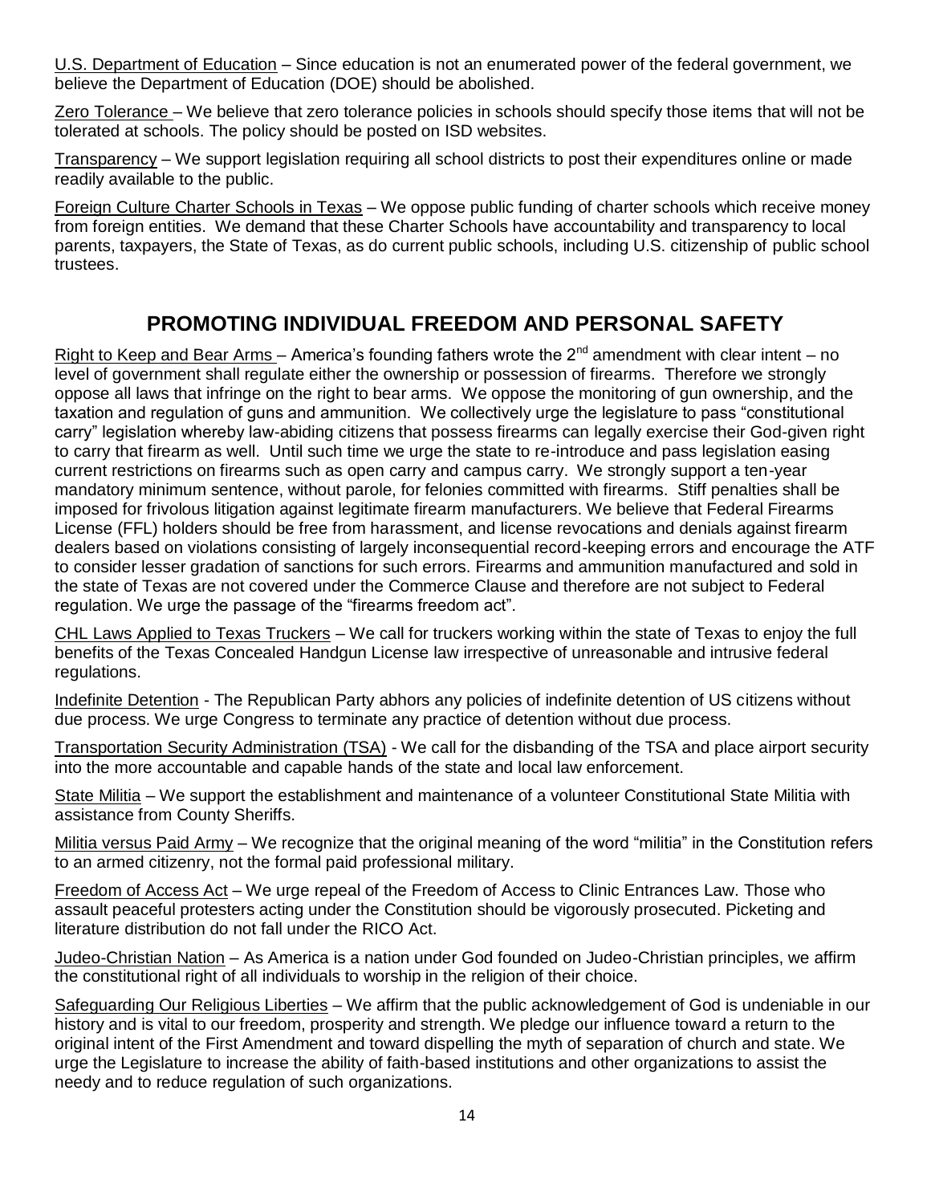U.S. Department of Education – Since education is not an enumerated power of the federal government, we believe the Department of Education (DOE) should be abolished.

Zero Tolerance – We believe that zero tolerance policies in schools should specify those items that will not be tolerated at schools. The policy should be posted on ISD websites.

Transparency – We support legislation requiring all school districts to post their expenditures online or made readily available to the public.

Foreign Culture Charter Schools in Texas – We oppose public funding of charter schools which receive money from foreign entities. We demand that these Charter Schools have accountability and transparency to local parents, taxpayers, the State of Texas, as do current public schools, including U.S. citizenship of public school trustees.

## PROMOTING INDIVIDUAL FREEDOM AND PERSONAL SAFETY

Right to Keep and Bear Arms – America's founding fathers wrote the 2nd amendment with clear intent – no level of government shall regulate either the ownership or possession of firearms. Therefore we strongly oppose all laws that infringe on the right to bear arms. We oppose the monitoring of gun ownership, and the taxation and regulation of guns and ammunition. We collectively urge the legislature to pass "constitutional carry" legislation whereby law-abiding citizens that possess firearms can legally exercise their God-given right to carry that firearm as well. Until such time we urge the state to re-introduce and pass legislation easing current restrictions on firearms such as open carry and campus carry. We strongly support a ten-year mandatory minimum sentence, without parole, for felonies committed with firearms. Stiff penalties shall be imposed for frivolous litigation against legitimate firearm manufacturers. We believe that Federal Firearms License (FFL) holders should be free from harassment, and license revocations and denials against firearm dealers based on violations consisting of largely inconsequential record-keeping errors and encourage the ATF to consider lesser gradation of sanctions for such errors. Firearms and ammunition manufactured and sold in the state of Texas are not covered under the Commerce Clause and therefore are not subject to Federal regulation. We urge the passage of the "firearms freedom act".

CHL Laws Applied to Texas Truckers – We call for truckers working within the state of Texas to enjoy the full benefits of the Texas Concealed Handgun License law irrespective of unreasonable and intrusive federal regulations.

Indefinite Detention - The Republican Party abhors any policies of indefinite detention of US citizens without due process. We urge Congress to terminate any practice of detention without due process.

Transportation Security Administration (TSA) - We call for the disbanding of the TSA and place airport security into the more accountable and capable hands of the state and local law enforcement.

State Militia – We support the establishment and maintenance of a volunteer Constitutional State Militia with assistance from County Sheriffs.

Militia versus Paid Army – We recognize that the original meaning of the word "militia" in the Constitution refers to an armed citizenry, not the formal paid professional military.

Freedom of Access Act – We urge repeal of the Freedom of Access to Clinic Entrances Law. Those who assault peaceful protesters acting under the Constitution should be vigorously prosecuted. Picketing and literature distribution do not fall under the RICO Act.

Judeo-Christian Nation – As America is a nation under God founded on Judeo-Christian principles, we affirm the constitutional right of all individuals to worship in the religion of their choice.

Safeguarding Our Religious Liberties – We affirm that the public acknowledgement of God is undeniable in our history and is vital to our freedom, prosperity and strength. We pledge our influence toward a return to the original intent of the First Amendment and toward dispelling the myth of separation of church and state. We urge the Legislature to increase the ability of faith-based institutions and other organizations to assist the needy and to reduce regulation of such organizations.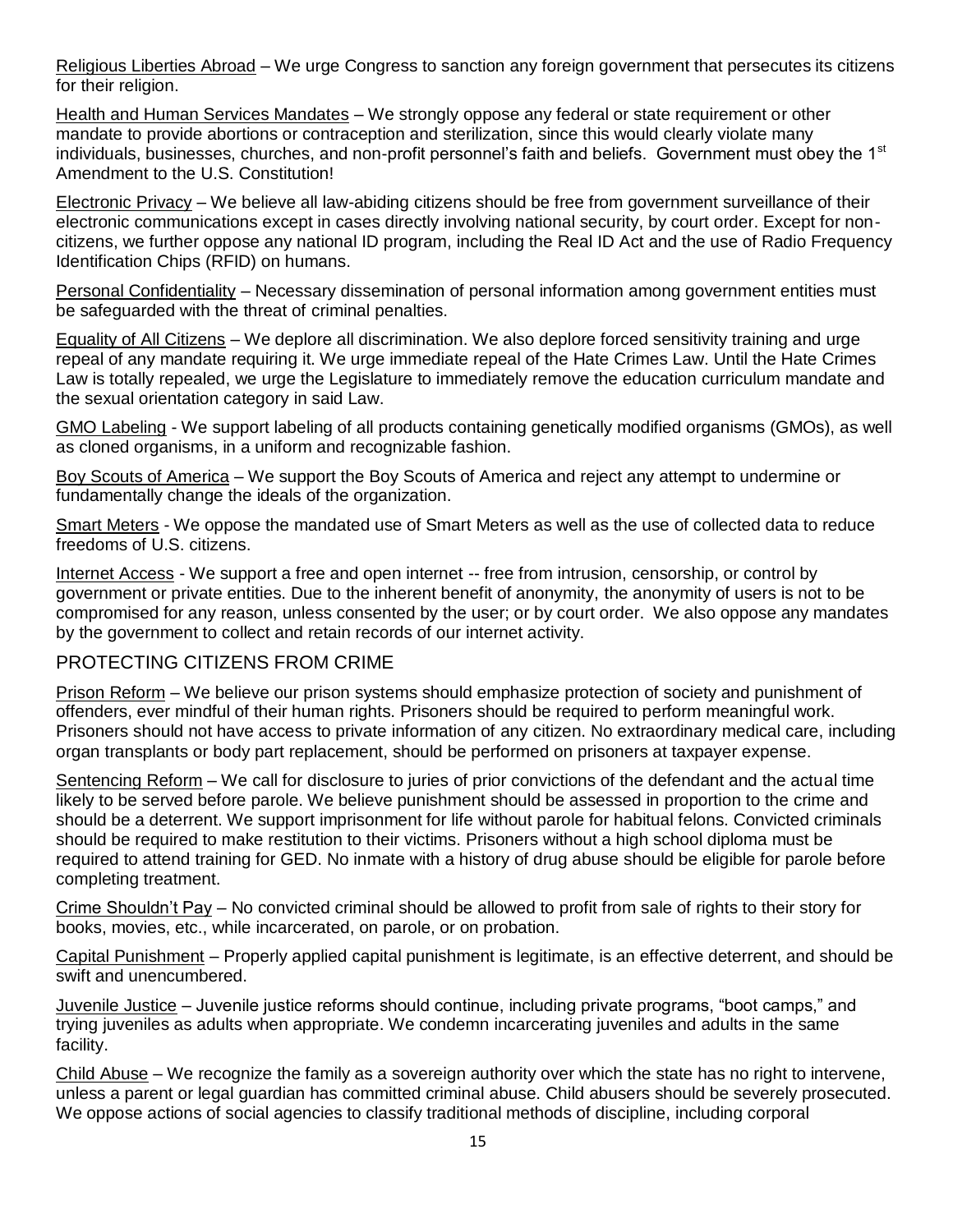Religious Liberties Abroad – We urge Congress to sanction any foreign government that persecutes its citizens for their religion.

Health and Human Services Mandates – We strongly oppose any federal or state requirement or other mandate to provide abortions or contraception and sterilization, since this would clearly violate many individuals, businesses, churches, and non-profit personnel's faith and beliefs. Government must obey the 1st Amendment to the U.S. Constitution!

Electronic Privacy – We believe all law-abiding citizens should be free from government surveillance of their electronic communications except in cases directly involving national security, by court order. Except for non-citizens, we further oppose any national ID program, including the Real ID Act and the use of Radio Frequency Identification Chips (RFID) on humans.

Personal Confidentiality – Necessary dissemination of personal information among government entities must be safeguarded with the threat of criminal penalties.

Equality of All Citizens – We deplore all discrimination. We also deplore forced sensitivity training and urge repeal of any mandate requiring it. We urge immediate repeal of the Hate Crimes Law. Until the Hate Crimes Law is totally repealed, we urge the Legislature to immediately remove the education curriculum mandate and the sexual orientation category in said Law.

GMO Labeling - We support labeling of all products containing genetically modified organisms (GMOs), as well as cloned organisms, in a uniform and recognizable fashion.

Boy Scouts of America – We support the Boy Scouts of America and reject any attempt to undermine or fundamentally change the ideals of the organization.

Smart Meters - We oppose the mandated use of Smart Meters as well as the use of collected data to reduce freedoms of U.S. citizens.

Internet Access - We support a free and open internet -- free from intrusion, censorship, or control by government or private entities. Due to the inherent benefit of anonymity, the anonymity of users is not to be compromised for any reason, unless consented by the user; or by court order. We also oppose any mandates by the government to collect and retain records of our internet activity.

## PROTECTING CITIZENS FROM CRIME

Prison Reform – We believe our prison systems should emphasize protection of society and punishment of offenders, ever mindful of their human rights. Prisoners should be required to perform meaningful work. Prisoners should not have access to private information of any citizen. No extraordinary medical care, including organ transplants or body part replacement, should be performed on prisoners at taxpayer expense.

Sentencing Reform – We call for disclosure to juries of prior convictions of the defendant and the actual time likely to be served before parole. We believe punishment should be assessed in proportion to the crime and should be a deterrent. We support imprisonment for life without parole for habitual felons. Convicted criminals should be required to make restitution to their victims. Prisoners without a high school diploma must be required to attend training for GED. No inmate with a history of drug abuse should be eligible for parole before completing treatment.

Crime Shouldn't Pay – No convicted criminal should be allowed to profit from sale of rights to their story for books, movies, etc., while incarcerated, on parole, or on probation.

Capital Punishment – Properly applied capital punishment is legitimate, is an effective deterrent, and should be swift and unencumbered.

Juvenile Justice – Juvenile justice reforms should continue, including private programs, "boot camps," and trying juveniles as adults when appropriate. We condemn incarcerating juveniles and adults in the same facility.

Child Abuse – We recognize the family as a sovereign authority over which the state has no right to intervene, unless a parent or legal guardian has committed criminal abuse. Child abusers should be severely prosecuted. We oppose actions of social agencies to classify traditional methods of discipline, including corporal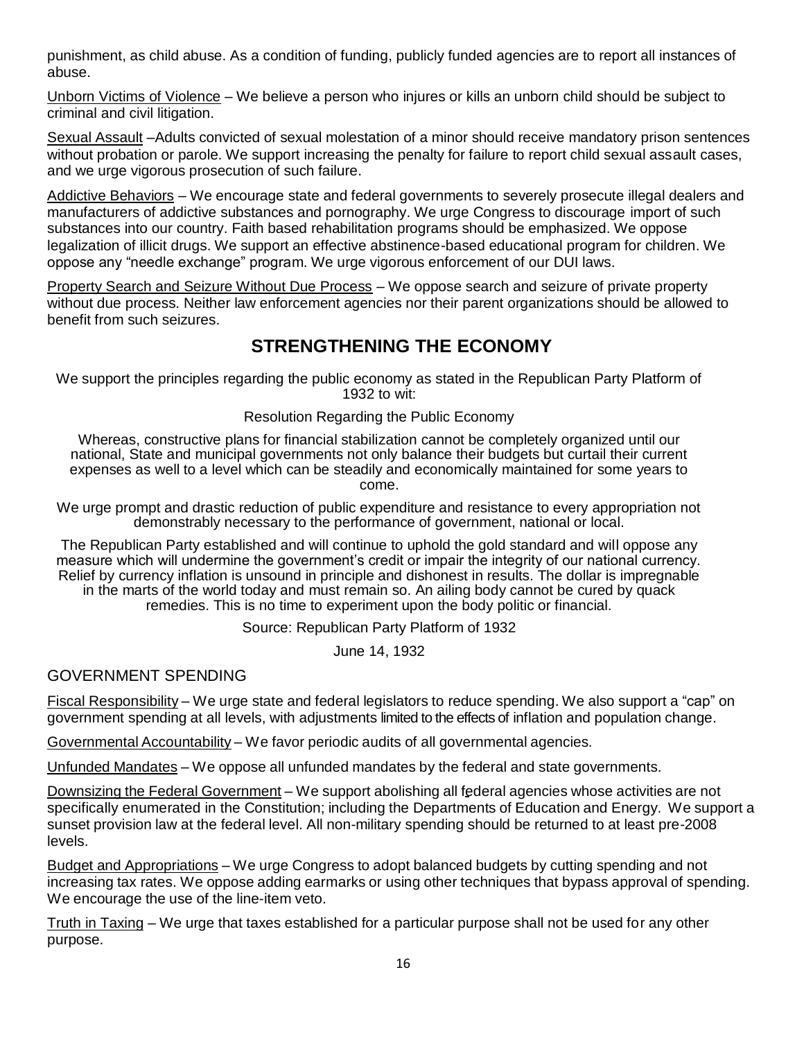punishment, as child abuse. As a condition of funding, publicly funded agencies are to report all instances of abuse.

Unborn Victims of Violence – We believe a person who injures or kills an unborn child should be subject to criminal and civil litigation.

Sexual Assault –Adults convicted of sexual molestation of a minor should receive mandatory prison sentences without probation or parole. We support increasing the penalty for failure to report child sexual assault cases, and we urge vigorous prosecution of such failure.

Addictive Behaviors – We encourage state and federal governments to severely prosecute illegal dealers and manufacturers of addictive substances and pornography. We urge Congress to discourage import of such substances into our country. Faith based rehabilitation programs should be emphasized. We oppose legalization of illicit drugs. We support an effective abstinence-based educational program for children. We oppose any "needle exchange" program. We urge vigorous enforcement of our DUI laws.

Property Search and Seizure Without Due Process – We oppose search and seizure of private property without due process. Neither law enforcement agencies nor their parent organizations should be allowed to benefit from such seizures.

## STRENGTHENING THE ECONOMY

We support the principles regarding the public economy as stated in the Republican Party Platform of 1932 to wit:

Resolution Regarding the Public Economy

Whereas, constructive plans for financial stabilization cannot be completely organized until our national, State and municipal governments not only balance their budgets but curtail their current expenses as well to a level which can be steadily and economically maintained for some years to come.

We urge prompt and drastic reduction of public expenditure and resistance to every appropriation not demonstrably necessary to the performance of government, national or local.

The Republican Party established and will continue to uphold the gold standard and will oppose any measure which will undermine the government's credit or impair the integrity of our national currency. Relief by currency inflation is unsound in principle and dishonest in results. The dollar is impregnable in the marts of the world today and must remain so. An ailing body cannot be cured by quack remedies. This is no time to experiment upon the body politic or financial.

Source: Republican Party Platform of 1932

June 14, 1932

### GOVERNMENT SPENDING

Fiscal Responsibility – We urge state and federal legislators to reduce spending. We also support a "cap" on government spending at all levels, with adjustments limited to the effects of inflation and population change.

Governmental Accountability – We favor periodic audits of all governmental agencies.

Unfunded Mandates – We oppose all unfunded mandates by the federal and state governments.

Downsizing the Federal Government – We support abolishing all federal agencies whose activities are not specifically enumerated in the Constitution; including the Departments of Education and Energy. We support a sunset provision law at the federal level. All non-military spending should be returned to at least pre-2008 levels.

Budget and Appropriations – We urge Congress to adopt balanced budgets by cutting spending and not increasing tax rates. We oppose adding earmarks or using other techniques that bypass approval of spending. We encourage the use of the line-item veto.

Truth in Taxing – We urge that taxes established for a particular purpose shall not be used for any other purpose.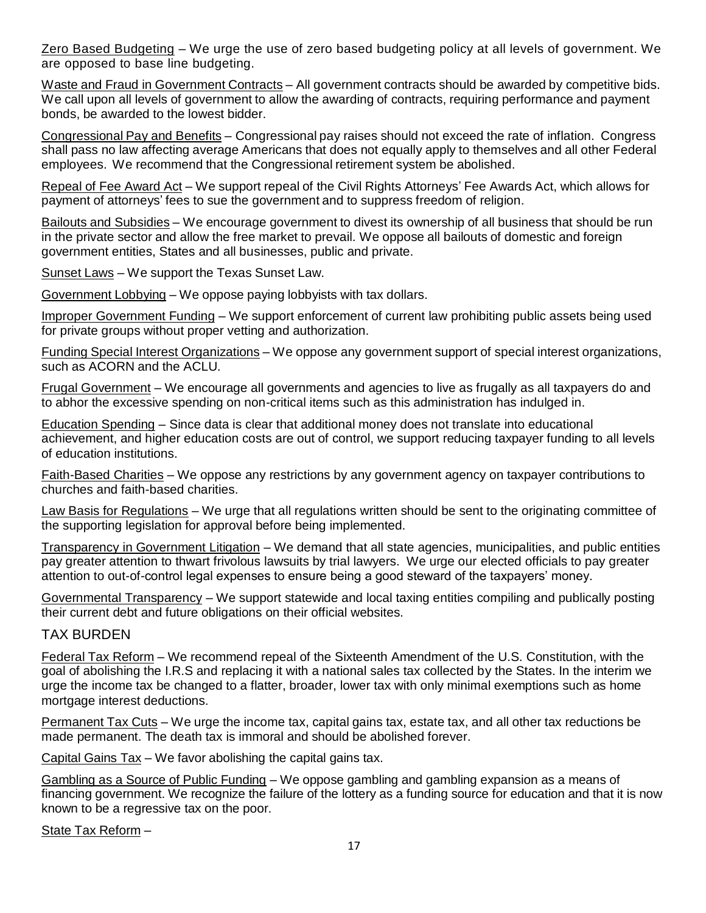<u>Zero Based Budgeting</u> – We urge the use of zero based budgeting policy at all levels of government. We are opposed to base line budgeting.

<u>Waste and Fraud in Government Contracts</u> – All government contracts should be awarded by competitive bids. We call upon all levels of government to allow the awarding of contracts, requiring performance and payment bonds, be awarded to the lowest bidder.

<u>Congressional Pay and Benefits</u> – Congressional pay raises should not exceed the rate of inflation. Congress shall pass no law affecting average Americans that does not equally apply to themselves and all other Federal employees. We recommend that the Congressional retirement system be abolished.

<u>Repeal of Fee Award Act</u> – We support repeal of the Civil Rights Attorneys' Fee Awards Act, which allows for payment of attorneys' fees to sue the government and to suppress freedom of religion.

<u>Bailouts and Subsidies</u> – We encourage government to divest its ownership of all business that should be run in the private sector and allow the free market to prevail. We oppose all bailouts of domestic and foreign government entities, States and all businesses, public and private.

<u>Sunset Laws</u> – We support the Texas Sunset Law.

<u>Government Lobbying</u> – We oppose paying lobbyists with tax dollars.

<u>Improper Government Funding</u> – We support enforcement of current law prohibiting public assets being used for private groups without proper vetting and authorization.

<u>Funding Special Interest Organizations</u> – We oppose any government support of special interest organizations, such as ACORN and the ACLU.

<u>Frugal Government</u> – We encourage all governments and agencies to live as frugally as all taxpayers do and to abhor the excessive spending on non-critical items such as this administration has indulged in.

<u>Education Spending</u> – Since data is clear that additional money does not translate into educational achievement, and higher education costs are out of control, we support reducing taxpayer funding to all levels of education institutions.

<u>Faith-Based Charities</u> – We oppose any restrictions by any government agency on taxpayer contributions to churches and faith-based charities.

<u>Law Basis for Regulations</u> – We urge that all regulations written should be sent to the originating committee of the supporting legislation for approval before being implemented.

<u>Transparency in Government Litigation</u> – We demand that all state agencies, municipalities, and public entities pay greater attention to thwart frivolous lawsuits by trial lawyers. We urge our elected officials to pay greater attention to out-of-control legal expenses to ensure being a good steward of the taxpayers' money.

<u>Governmental Transparency</u> – We support statewide and local taxing entities compiling and publically posting their current debt and future obligations on their official websites.

## TAX BURDEN

<u>Federal Tax Reform</u> – We recommend repeal of the Sixteenth Amendment of the U.S. Constitution, with the goal of abolishing the I.R.S and replacing it with a national sales tax collected by the States. In the interim we urge the income tax be changed to a flatter, broader, lower tax with only minimal exemptions such as home mortgage interest deductions.

<u>Permanent Tax Cuts</u> – We urge the income tax, capital gains tax, estate tax, and all other tax reductions be made permanent. The death tax is immoral and should be abolished forever.

<u>Capital Gains Tax</u> – We favor abolishing the capital gains tax.

<u>Gambling as a Source of Public Funding</u> – We oppose gambling and gambling expansion as a means of financing government. We recognize the failure of the lottery as a funding source for education and that it is now known to be a regressive tax on the poor.

<u>State Tax Reform</u> –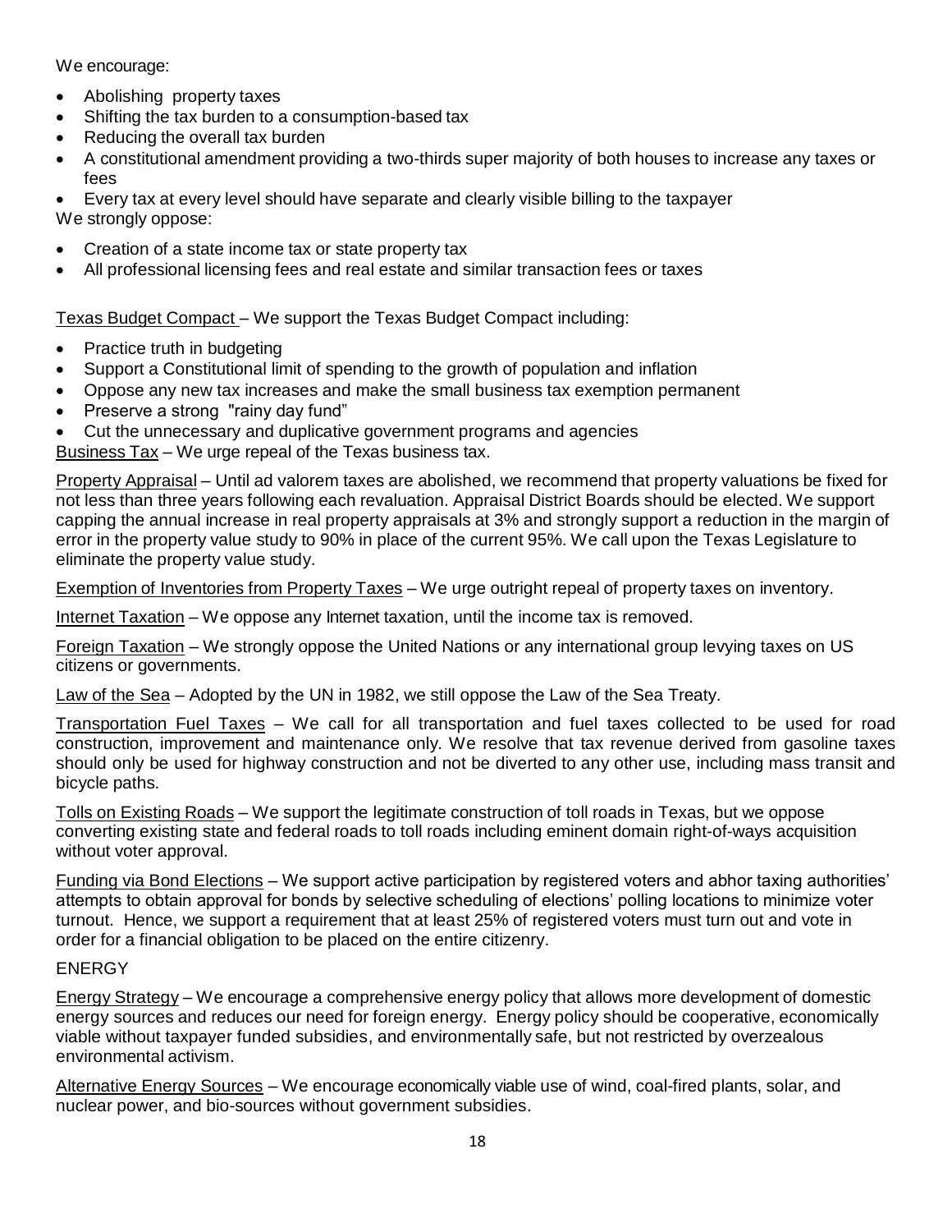We encourage:

- Abolishing property taxes
- Shifting the tax burden to a consumption-based tax
- Reducing the overall tax burden
- A constitutional amendment providing a two-thirds super majority of both houses to increase any taxes or fees
- Every tax at every level should have separate and clearly visible billing to the taxpayer

We strongly oppose:

- Creation of a state income tax or state property tax
- All professional licensing fees and real estate and similar transaction fees or taxes

Texas Budget Compact – We support the Texas Budget Compact including:

- Practice truth in budgeting
- Support a Constitutional limit of spending to the growth of population and inflation
- Oppose any new tax increases and make the small business tax exemption permanent
- Preserve a strong "rainy day fund"
- Cut the unnecessary and duplicative government programs and agencies

Business Tax – We urge repeal of the Texas business tax.

Property Appraisal – Until ad valorem taxes are abolished, we recommend that property valuations be fixed for not less than three years following each revaluation. Appraisal District Boards should be elected. We support capping the annual increase in real property appraisals at 3% and strongly support a reduction in the margin of error in the property value study to 90% in place of the current 95%. We call upon the Texas Legislature to eliminate the property value study.

Exemption of Inventories from Property Taxes – We urge outright repeal of property taxes on inventory.

Internet Taxation – We oppose any Internet taxation, until the income tax is removed.

Foreign Taxation – We strongly oppose the United Nations or any international group levying taxes on US citizens or governments.

Law of the Sea – Adopted by the UN in 1982, we still oppose the Law of the Sea Treaty.

Transportation Fuel Taxes – We call for all transportation and fuel taxes collected to be used for road construction, improvement and maintenance only. We resolve that tax revenue derived from gasoline taxes should only be used for highway construction and not be diverted to any other use, including mass transit and bicycle paths.

Tolls on Existing Roads – We support the legitimate construction of toll roads in Texas, but we oppose converting existing state and federal roads to toll roads including eminent domain right-of-ways acquisition without voter approval.

Funding via Bond Elections – We support active participation by registered voters and abhor taxing authorities' attempts to obtain approval for bonds by selective scheduling of elections' polling locations to minimize voter turnout. Hence, we support a requirement that at least 25% of registered voters must turn out and vote in order for a financial obligation to be placed on the entire citizenry.

ENERGY

Energy Strategy – We encourage a comprehensive energy policy that allows more development of domestic energy sources and reduces our need for foreign energy. Energy policy should be cooperative, economically viable without taxpayer funded subsidies, and environmentally safe, but not restricted by overzealous environmental activism.

Alternative Energy Sources – We encourage economically viable use of wind, coal-fired plants, solar, and nuclear power, and bio-sources without government subsidies.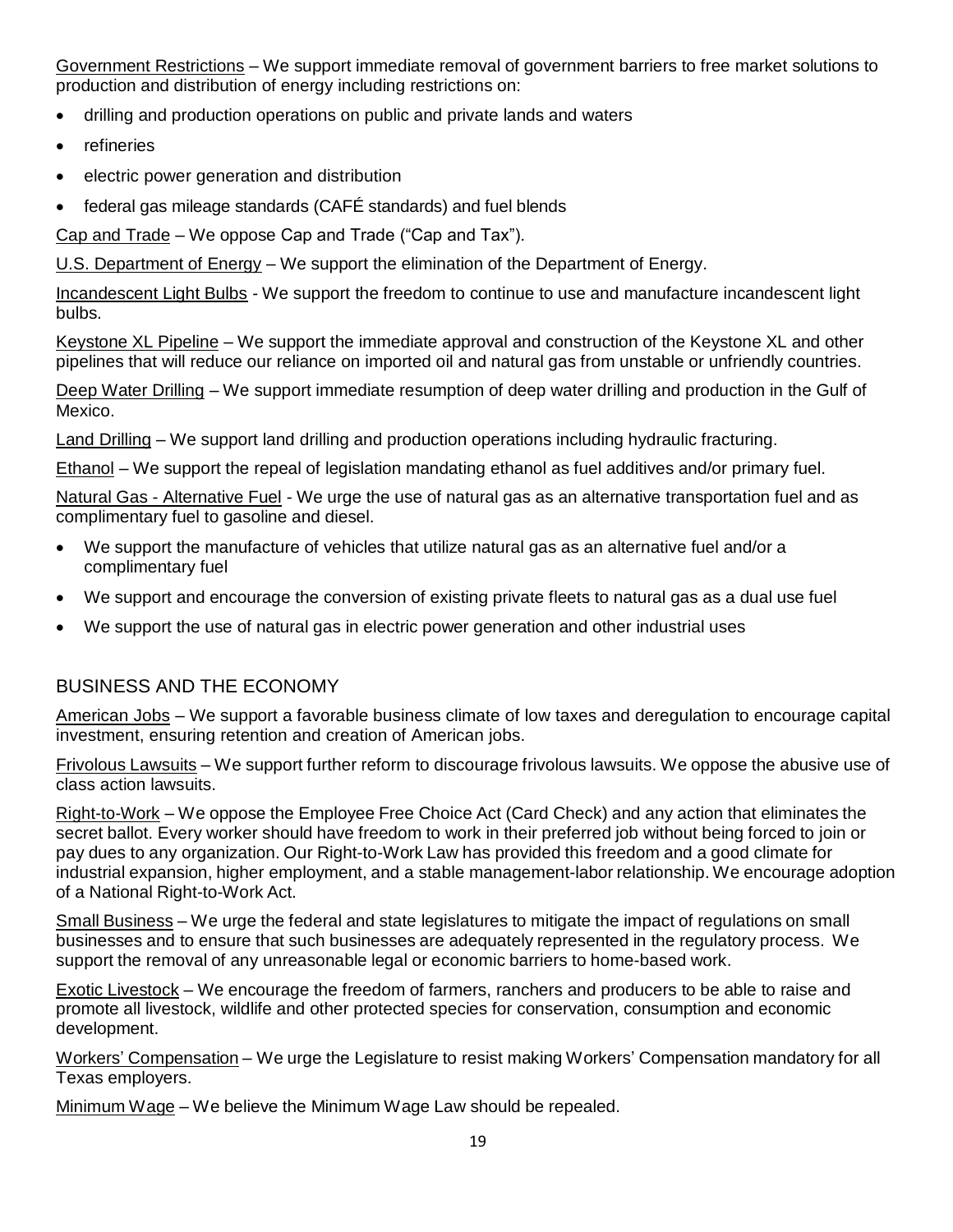Government Restrictions – We support immediate removal of government barriers to free market solutions to production and distribution of energy including restrictions on:

- drilling and production operations on public and private lands and waters
- refineries
- electric power generation and distribution
- federal gas mileage standards (CAFÉ standards) and fuel blends

Cap and Trade – We oppose Cap and Trade ("Cap and Tax").

U.S. Department of Energy – We support the elimination of the Department of Energy.

Incandescent Light Bulbs - We support the freedom to continue to use and manufacture incandescent light bulbs.

Keystone XL Pipeline – We support the immediate approval and construction of the Keystone XL and other pipelines that will reduce our reliance on imported oil and natural gas from unstable or unfriendly countries.

Deep Water Drilling – We support immediate resumption of deep water drilling and production in the Gulf of Mexico.

Land Drilling – We support land drilling and production operations including hydraulic fracturing.

Ethanol – We support the repeal of legislation mandating ethanol as fuel additives and/or primary fuel.

Natural Gas - Alternative Fuel - We urge the use of natural gas as an alternative transportation fuel and as complimentary fuel to gasoline and diesel.

- We support the manufacture of vehicles that utilize natural gas as an alternative fuel and/or a complimentary fuel
- We support and encourage the conversion of existing private fleets to natural gas as a dual use fuel
- We support the use of natural gas in electric power generation and other industrial uses

## BUSINESS AND THE ECONOMY

American Jobs – We support a favorable business climate of low taxes and deregulation to encourage capital investment, ensuring retention and creation of American jobs.

Frivolous Lawsuits – We support further reform to discourage frivolous lawsuits. We oppose the abusive use of class action lawsuits.

Right-to-Work – We oppose the Employee Free Choice Act (Card Check) and any action that eliminates the secret ballot. Every worker should have freedom to work in their preferred job without being forced to join or pay dues to any organization. Our Right-to-Work Law has provided this freedom and a good climate for industrial expansion, higher employment, and a stable management-labor relationship. We encourage adoption of a National Right-to-Work Act.

Small Business – We urge the federal and state legislatures to mitigate the impact of regulations on small businesses and to ensure that such businesses are adequately represented in the regulatory process. We support the removal of any unreasonable legal or economic barriers to home-based work.

Exotic Livestock – We encourage the freedom of farmers, ranchers and producers to be able to raise and promote all livestock, wildlife and other protected species for conservation, consumption and economic development.

Workers' Compensation – We urge the Legislature to resist making Workers' Compensation mandatory for all Texas employers.

Minimum Wage – We believe the Minimum Wage Law should be repealed.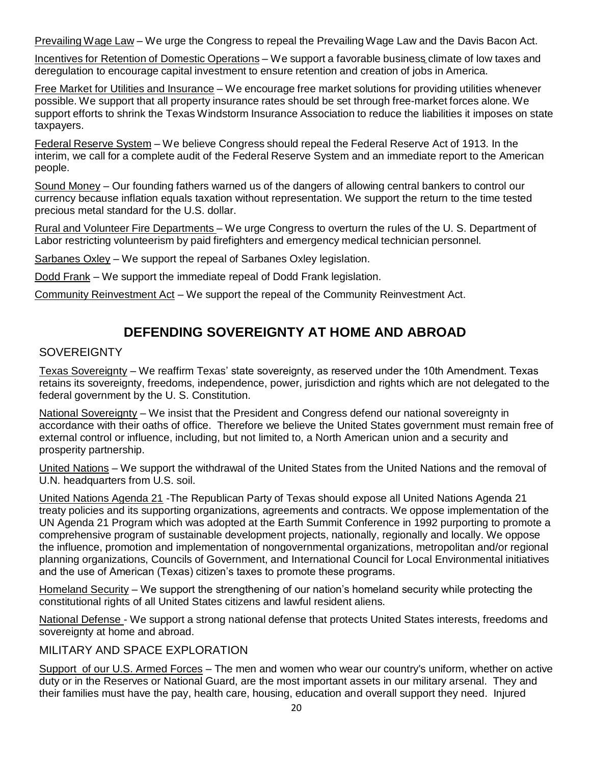Prevailing Wage Law – We urge the Congress to repeal the Prevailing Wage Law and the Davis Bacon Act.

Incentives for Retention of Domestic Operations – We support a favorable business climate of low taxes and deregulation to encourage capital investment to ensure retention and creation of jobs in America.

Free Market for Utilities and Insurance – We encourage free market solutions for providing utilities whenever possible. We support that all property insurance rates should be set through free-market forces alone. We support efforts to shrink the Texas Windstorm Insurance Association to reduce the liabilities it imposes on state taxpayers.

Federal Reserve System – We believe Congress should repeal the Federal Reserve Act of 1913. In the interim, we call for a complete audit of the Federal Reserve System and an immediate report to the American people.

Sound Money – Our founding fathers warned us of the dangers of allowing central bankers to control our currency because inflation equals taxation without representation. We support the return to the time tested precious metal standard for the U.S. dollar.

Rural and Volunteer Fire Departments – We urge Congress to overturn the rules of the U. S. Department of Labor restricting volunteerism by paid firefighters and emergency medical technician personnel.

Sarbanes Oxley – We support the repeal of Sarbanes Oxley legislation.

Dodd Frank – We support the immediate repeal of Dodd Frank legislation.

Community Reinvestment Act – We support the repeal of the Community Reinvestment Act.

## DEFENDING SOVEREIGNTY AT HOME AND ABROAD

### SOVEREIGNTY

Texas Sovereignty – We reaffirm Texas' state sovereignty, as reserved under the 10th Amendment. Texas retains its sovereignty, freedoms, independence, power, jurisdiction and rights which are not delegated to the federal government by the U. S. Constitution.

National Sovereignty – We insist that the President and Congress defend our national sovereignty in accordance with their oaths of office. Therefore we believe the United States government must remain free of external control or influence, including, but not limited to, a North American union and a security and prosperity partnership.

United Nations – We support the withdrawal of the United States from the United Nations and the removal of U.N. headquarters from U.S. soil.

United Nations Agenda 21 -The Republican Party of Texas should expose all United Nations Agenda 21 treaty policies and its supporting organizations, agreements and contracts. We oppose implementation of the UN Agenda 21 Program which was adopted at the Earth Summit Conference in 1992 purporting to promote a comprehensive program of sustainable development projects, nationally, regionally and locally. We oppose the influence, promotion and implementation of nongovernmental organizations, metropolitan and/or regional planning organizations, Councils of Government, and International Council for Local Environmental initiatives and the use of American (Texas) citizen's taxes to promote these programs.

Homeland Security – We support the strengthening of our nation's homeland security while protecting the constitutional rights of all United States citizens and lawful resident aliens.

National Defense - We support a strong national defense that protects United States interests, freedoms and sovereignty at home and abroad.

### MILITARY AND SPACE EXPLORATION

Support of our U.S. Armed Forces – The men and women who wear our country's uniform, whether on active duty or in the Reserves or National Guard, are the most important assets in our military arsenal. They and their families must have the pay, health care, housing, education and overall support they need. Injured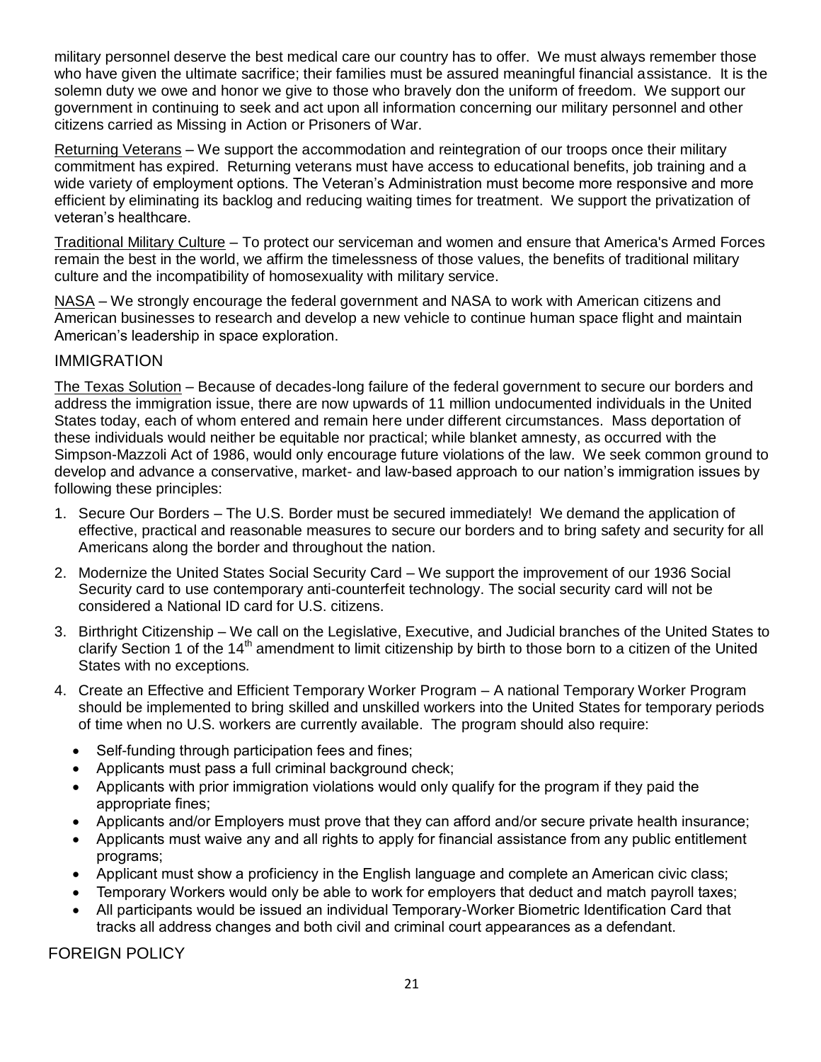military personnel deserve the best medical care our country has to offer. We must always remember those who have given the ultimate sacrifice; their families must be assured meaningful financial assistance. It is the solemn duty we owe and honor we give to those who bravely don the uniform of freedom. We support our government in continuing to seek and act upon all information concerning our military personnel and other citizens carried as Missing in Action or Prisoners of War.

Returning Veterans – We support the accommodation and reintegration of our troops once their military commitment has expired. Returning veterans must have access to educational benefits, job training and a wide variety of employment options. The Veteran's Administration must become more responsive and more efficient by eliminating its backlog and reducing waiting times for treatment. We support the privatization of veteran's healthcare.

Traditional Military Culture – To protect our serviceman and women and ensure that America's Armed Forces remain the best in the world, we affirm the timelessness of those values, the benefits of traditional military culture and the incompatibility of homosexuality with military service.

NASA – We strongly encourage the federal government and NASA to work with American citizens and American businesses to research and develop a new vehicle to continue human space flight and maintain American's leadership in space exploration.

## IMMIGRATION

The Texas Solution – Because of decades-long failure of the federal government to secure our borders and address the immigration issue, there are now upwards of 11 million undocumented individuals in the United States today, each of whom entered and remain here under different circumstances. Mass deportation of these individuals would neither be equitable nor practical; while blanket amnesty, as occurred with the Simpson-Mazzoli Act of 1986, would only encourage future violations of the law. We seek common ground to develop and advance a conservative, market- and law-based approach to our nation's immigration issues by following these principles:

1. Secure Our Borders – The U.S. Border must be secured immediately! We demand the application of effective, practical and reasonable measures to secure our borders and to bring safety and security for all Americans along the border and throughout the nation.
2. Modernize the United States Social Security Card – We support the improvement of our 1936 Social Security card to use contemporary anti-counterfeit technology. The social security card will not be considered a National ID card for U.S. citizens.
3. Birthright Citizenship – We call on the Legislative, Executive, and Judicial branches of the United States to clarify Section 1 of the 14th amendment to limit citizenship by birth to those born to a citizen of the United States with no exceptions.
4. Create an Effective and Efficient Temporary Worker Program – A national Temporary Worker Program should be implemented to bring skilled and unskilled workers into the United States for temporary periods of time when no U.S. workers are currently available. The program should also require:
   - Self-funding through participation fees and fines;
   - Applicants must pass a full criminal background check;
   - Applicants with prior immigration violations would only qualify for the program if they paid the appropriate fines;
   - Applicants and/or Employers must prove that they can afford and/or secure private health insurance;
   - Applicants must waive any and all rights to apply for financial assistance from any public entitlement programs;
   - Applicant must show a proficiency in the English language and complete an American civic class;
   - Temporary Workers would only be able to work for employers that deduct and match payroll taxes;
   - All participants would be issued an individual Temporary-Worker Biometric Identification Card that tracks all address changes and both civil and criminal court appearances as a defendant.

## FOREIGN POLICY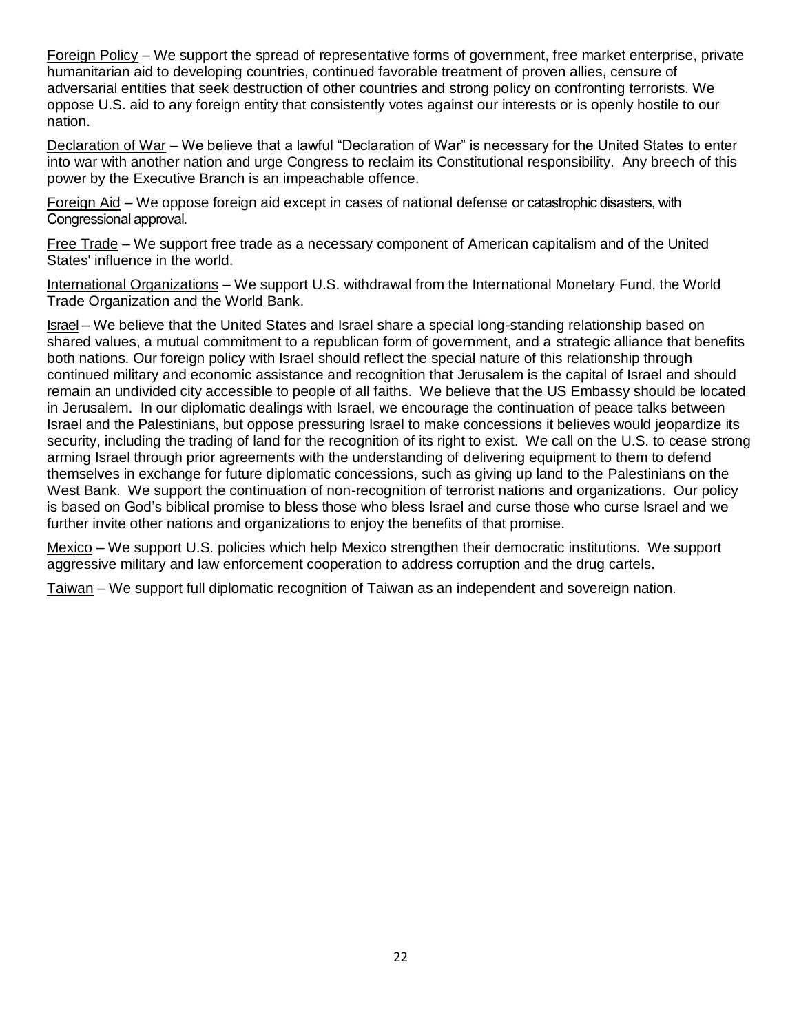Foreign Policy – We support the spread of representative forms of government, free market enterprise, private humanitarian aid to developing countries, continued favorable treatment of proven allies, censure of adversarial entities that seek destruction of other countries and strong policy on confronting terrorists. We oppose U.S. aid to any foreign entity that consistently votes against our interests or is openly hostile to our nation.

Declaration of War – We believe that a lawful "Declaration of War" is necessary for the United States to enter into war with another nation and urge Congress to reclaim its Constitutional responsibility. Any breech of this power by the Executive Branch is an impeachable offence.

Foreign Aid – We oppose foreign aid except in cases of national defense or catastrophic disasters, with Congressional approval.

Free Trade – We support free trade as a necessary component of American capitalism and of the United States' influence in the world.

International Organizations – We support U.S. withdrawal from the International Monetary Fund, the World Trade Organization and the World Bank.

Israel – We believe that the United States and Israel share a special long-standing relationship based on shared values, a mutual commitment to a republican form of government, and a strategic alliance that benefits both nations. Our foreign policy with Israel should reflect the special nature of this relationship through continued military and economic assistance and recognition that Jerusalem is the capital of Israel and should remain an undivided city accessible to people of all faiths. We believe that the US Embassy should be located in Jerusalem. In our diplomatic dealings with Israel, we encourage the continuation of peace talks between Israel and the Palestinians, but oppose pressuring Israel to make concessions it believes would jeopardize its security, including the trading of land for the recognition of its right to exist. We call on the U.S. to cease strong arming Israel through prior agreements with the understanding of delivering equipment to them to defend themselves in exchange for future diplomatic concessions, such as giving up land to the Palestinians on the West Bank. We support the continuation of non-recognition of terrorist nations and organizations. Our policy is based on God's biblical promise to bless those who bless Israel and curse those who curse Israel and we further invite other nations and organizations to enjoy the benefits of that promise.

Mexico – We support U.S. policies which help Mexico strengthen their democratic institutions. We support aggressive military and law enforcement cooperation to address corruption and the drug cartels.

Taiwan – We support full diplomatic recognition of Taiwan as an independent and sovereign nation.